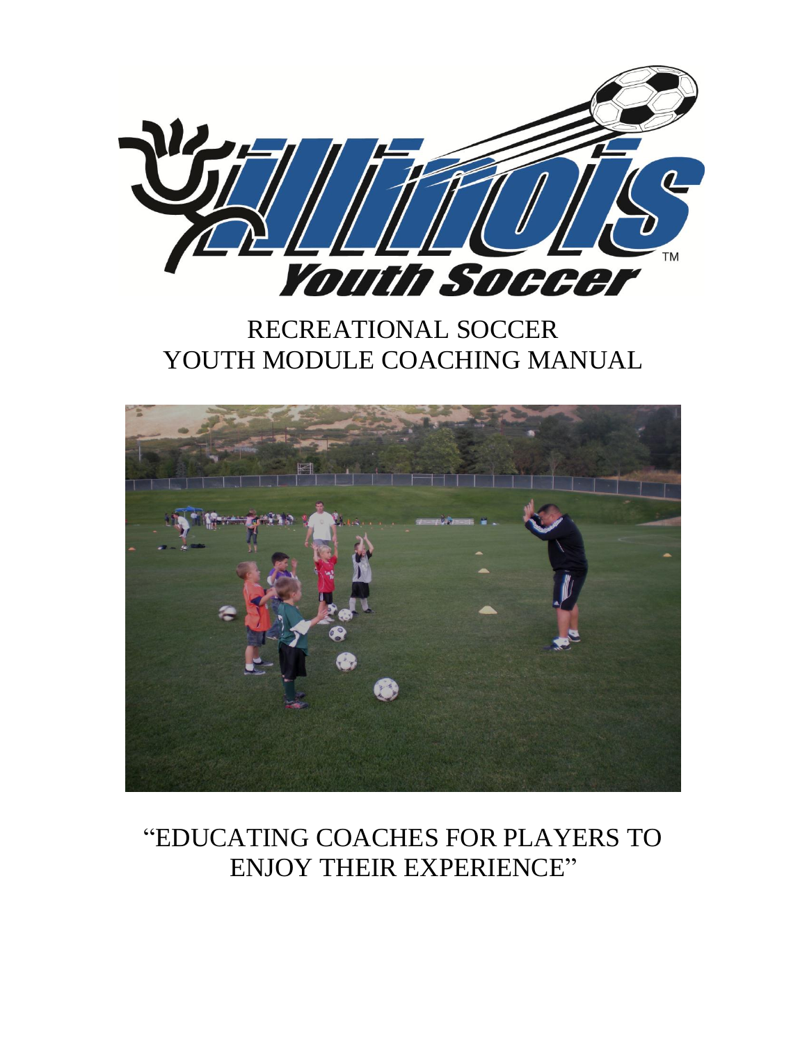# RECREATIONAL SOCCER
# YOUTH MODULE COACHING MANUAL

"EDUCATING COACHES FOR PLAYERS TO ENJOY THEIR EXPERIENCE"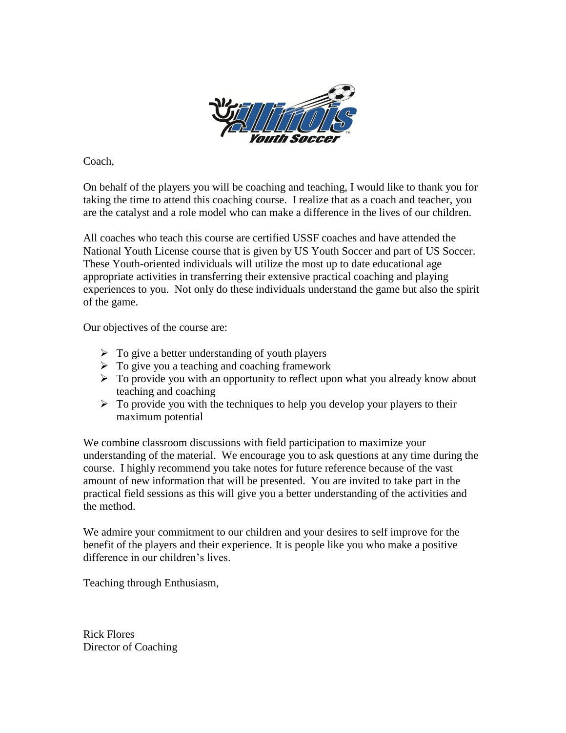Coach,

On behalf of the players you will be coaching and teaching, I would like to thank you for taking the time to attend this coaching course. I realize that as a coach and teacher, you are the catalyst and a role model who can make a difference in the lives of our children.

All coaches who teach this course are certified USSF coaches and have attended the National Youth License course that is given by US Youth Soccer and part of US Soccer. These Youth-oriented individuals will utilize the most up to date educational age appropriate activities in transferring their extensive practical coaching and playing experiences to you. Not only do these individuals understand the game but also the spirit of the game.

Our objectives of the course are:

- To give a better understanding of youth players
- To give you a teaching and coaching framework
- To provide you with an opportunity to reflect upon what you already know about teaching and coaching
- To provide you with the techniques to help you develop your players to their maximum potential

We combine classroom discussions with field participation to maximize your understanding of the material. We encourage you to ask questions at any time during the course. I highly recommend you take notes for future reference because of the vast amount of new information that will be presented. You are invited to take part in the practical field sessions as this will give you a better understanding of the activities and the method.

We admire your commitment to our children and your desires to self improve for the benefit of the players and their experience. It is people like you who make a positive difference in our children's lives.

Teaching through Enthusiasm,

Rick Flores
Director of Coaching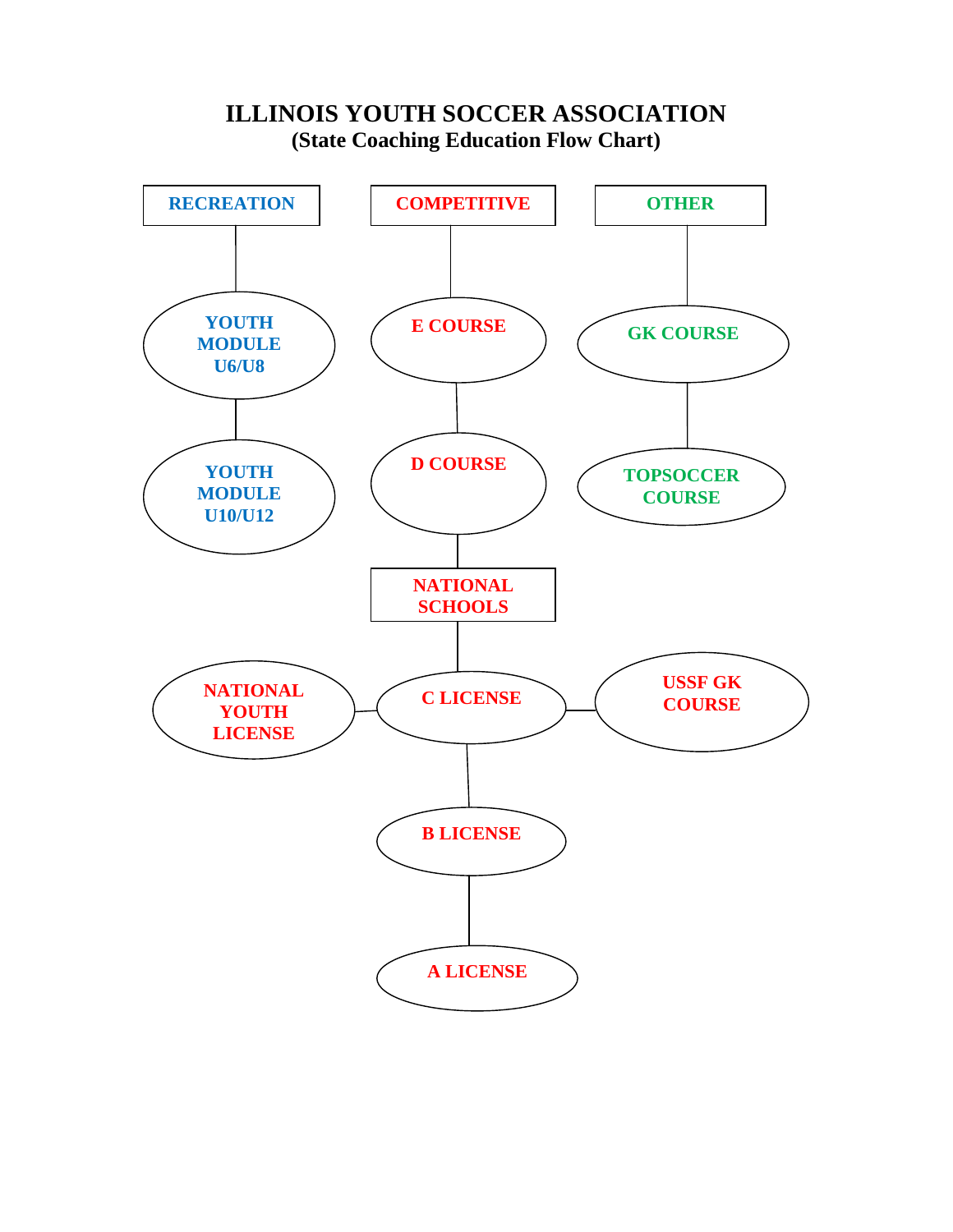# ILLINOIS YOUTH SOCCER ASSOCIATION

## (State Coaching Education Flow Chart)

**RECREATION**
- YOUTH MODULE U6/U8
  - YOUTH MODULE U10/U12

**COMPETITIVE**
- E COURSE
  - D COURSE
    - NATIONAL SCHOOLS
      - C LICENSE
        - NATIONAL YOUTH LICENSE
        - USSF GK COURSE
        - B LICENSE
          - A LICENSE

**OTHER**
- GK COURSE
  - TOPSOCCER COURSE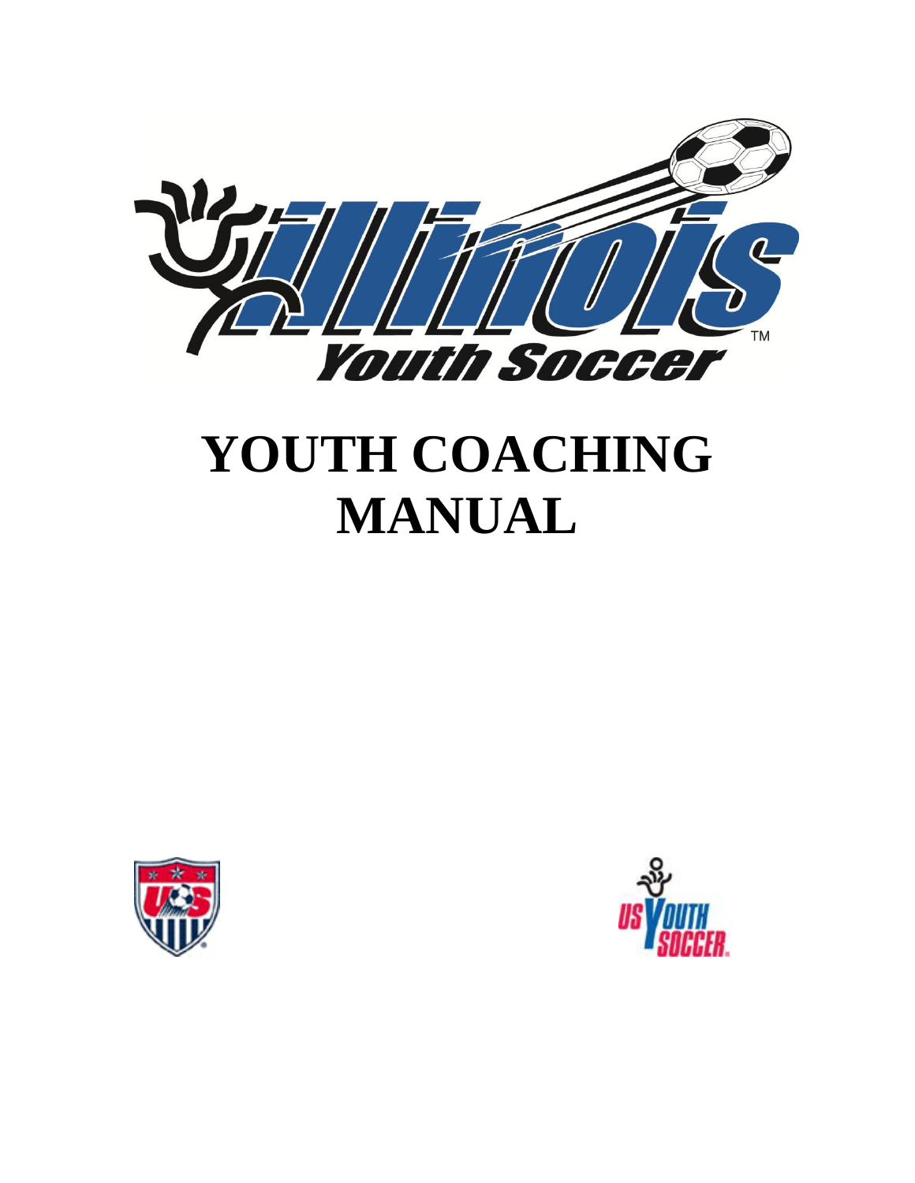# YOUTH COACHING MANUAL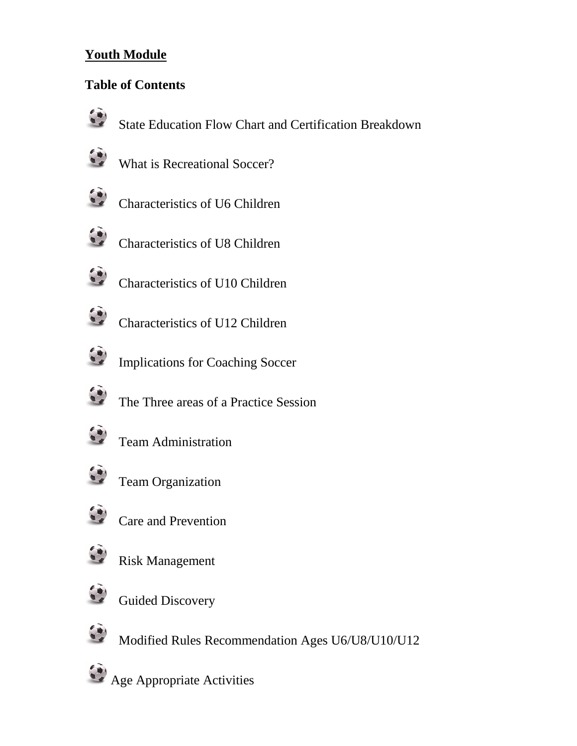# Youth Module

## Table of Contents

- State Education Flow Chart and Certification Breakdown
- What is Recreational Soccer?
- Characteristics of U6 Children
- Characteristics of U8 Children
- Characteristics of U10 Children
- Characteristics of U12 Children
- Implications for Coaching Soccer
- The Three areas of a Practice Session
- Team Administration
- Team Organization
- Care and Prevention
- Risk Management
- Guided Discovery
- Modified Rules Recommendation Ages U6/U8/U10/U12
- Age Appropriate Activities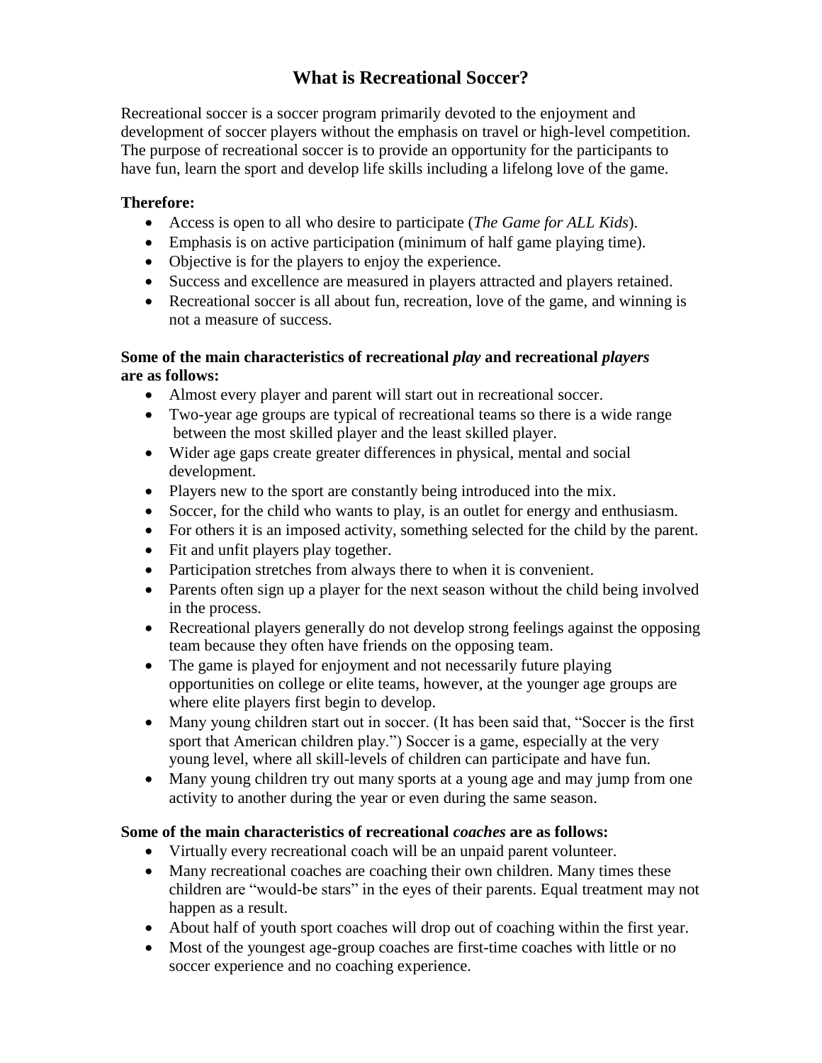# What is Recreational Soccer?

Recreational soccer is a soccer program primarily devoted to the enjoyment and development of soccer players without the emphasis on travel or high-level competition. The purpose of recreational soccer is to provide an opportunity for the participants to have fun, learn the sport and develop life skills including a lifelong love of the game.

**Therefore:**

- Access is open to all who desire to participate (*The Game for ALL Kids*).
- Emphasis is on active participation (minimum of half game playing time).
- Objective is for the players to enjoy the experience.
- Success and excellence are measured in players attracted and players retained.
- Recreational soccer is all about fun, recreation, love of the game, and winning is not a measure of success.

**Some of the main characteristics of recreational *play* and recreational *players* are as follows:**

- Almost every player and parent will start out in recreational soccer.
- Two-year age groups are typical of recreational teams so there is a wide range between the most skilled player and the least skilled player.
- Wider age gaps create greater differences in physical, mental and social development.
- Players new to the sport are constantly being introduced into the mix.
- Soccer, for the child who wants to play, is an outlet for energy and enthusiasm.
- For others it is an imposed activity, something selected for the child by the parent.
- Fit and unfit players play together.
- Participation stretches from always there to when it is convenient.
- Parents often sign up a player for the next season without the child being involved in the process.
- Recreational players generally do not develop strong feelings against the opposing team because they often have friends on the opposing team.
- The game is played for enjoyment and not necessarily future playing opportunities on college or elite teams, however, at the younger age groups are where elite players first begin to develop.
- Many young children start out in soccer. (It has been said that, "Soccer is the first sport that American children play.") Soccer is a game, especially at the very young level, where all skill-levels of children can participate and have fun.
- Many young children try out many sports at a young age and may jump from one activity to another during the year or even during the same season.

**Some of the main characteristics of recreational *coaches* are as follows:**

- Virtually every recreational coach will be an unpaid parent volunteer.
- Many recreational coaches are coaching their own children. Many times these children are "would-be stars" in the eyes of their parents. Equal treatment may not happen as a result.
- About half of youth sport coaches will drop out of coaching within the first year.
- Most of the youngest age-group coaches are first-time coaches with little or no soccer experience and no coaching experience.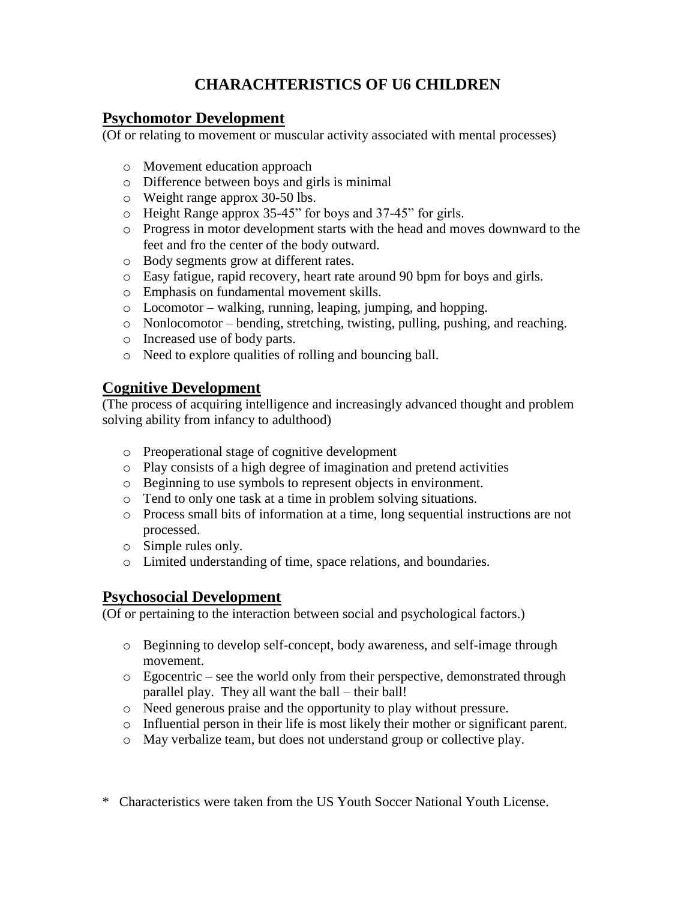# CHARACHTERISTICS OF U6 CHILDREN

## Psychomotor Development

(Of or relating to movement or muscular activity associated with mental processes)

- Movement education approach
- Difference between boys and girls is minimal
- Weight range approx 30-50 lbs.
- Height Range approx 35-45" for boys and 37-45" for girls.
- Progress in motor development starts with the head and moves downward to the feet and fro the center of the body outward.
- Body segments grow at different rates.
- Easy fatigue, rapid recovery, heart rate around 90 bpm for boys and girls.
- Emphasis on fundamental movement skills.
- Locomotor – walking, running, leaping, jumping, and hopping.
- Nonlocomotor – bending, stretching, twisting, pulling, pushing, and reaching.
- Increased use of body parts.
- Need to explore qualities of rolling and bouncing ball.

## Cognitive Development

(The process of acquiring intelligence and increasingly advanced thought and problem solving ability from infancy to adulthood)

- Preoperational stage of cognitive development
- Play consists of a high degree of imagination and pretend activities
- Beginning to use symbols to represent objects in environment.
- Tend to only one task at a time in problem solving situations.
- Process small bits of information at a time, long sequential instructions are not processed.
- Simple rules only.
- Limited understanding of time, space relations, and boundaries.

## Psychosocial Development

(Of or pertaining to the interaction between social and psychological factors.)

- Beginning to develop self-concept, body awareness, and self-image through movement.
- Egocentric – see the world only from their perspective, demonstrated through parallel play. They all want the ball – their ball!
- Need generous praise and the opportunity to play without pressure.
- Influential person in their life is most likely their mother or significant parent.
- May verbalize team, but does not understand group or collective play.

\* Characteristics were taken from the US Youth Soccer National Youth License.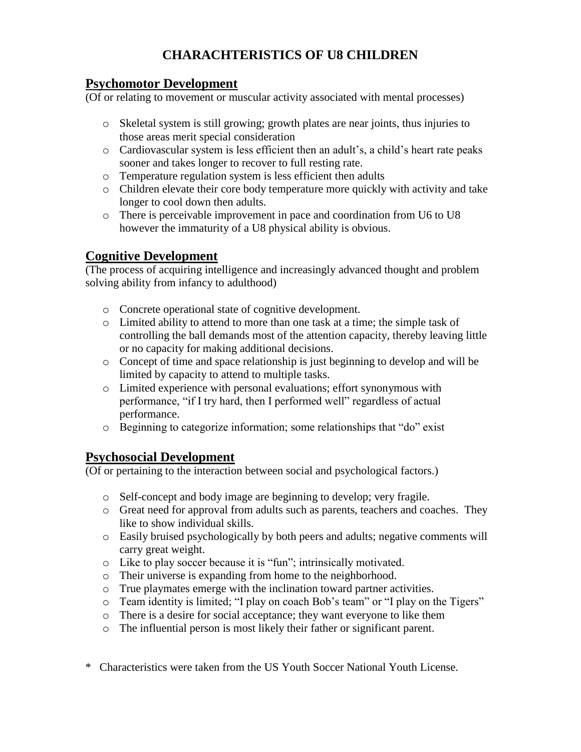# CHARACHTERISTICS OF U8 CHILDREN

## Psychomotor Development

(Of or relating to movement or muscular activity associated with mental processes)

- Skeletal system is still growing; growth plates are near joints, thus injuries to those areas merit special consideration
- Cardiovascular system is less efficient then an adult's, a child's heart rate peaks sooner and takes longer to recover to full resting rate.
- Temperature regulation system is less efficient then adults
- Children elevate their core body temperature more quickly with activity and take longer to cool down then adults.
- There is perceivable improvement in pace and coordination from U6 to U8 however the immaturity of a U8 physical ability is obvious.

## Cognitive Development

(The process of acquiring intelligence and increasingly advanced thought and problem solving ability from infancy to adulthood)

- Concrete operational state of cognitive development.
- Limited ability to attend to more than one task at a time; the simple task of controlling the ball demands most of the attention capacity, thereby leaving little or no capacity for making additional decisions.
- Concept of time and space relationship is just beginning to develop and will be limited by capacity to attend to multiple tasks.
- Limited experience with personal evaluations; effort synonymous with performance, "if I try hard, then I performed well" regardless of actual performance.
- Beginning to categorize information; some relationships that "do" exist

## Psychosocial Development

(Of or pertaining to the interaction between social and psychological factors.)

- Self-concept and body image are beginning to develop; very fragile.
- Great need for approval from adults such as parents, teachers and coaches. They like to show individual skills.
- Easily bruised psychologically by both peers and adults; negative comments will carry great weight.
- Like to play soccer because it is "fun"; intrinsically motivated.
- Their universe is expanding from home to the neighborhood.
- True playmates emerge with the inclination toward partner activities.
- Team identity is limited; "I play on coach Bob's team" or "I play on the Tigers"
- There is a desire for social acceptance; they want everyone to like them
- The influential person is most likely their father or significant parent.

\* Characteristics were taken from the US Youth Soccer National Youth License.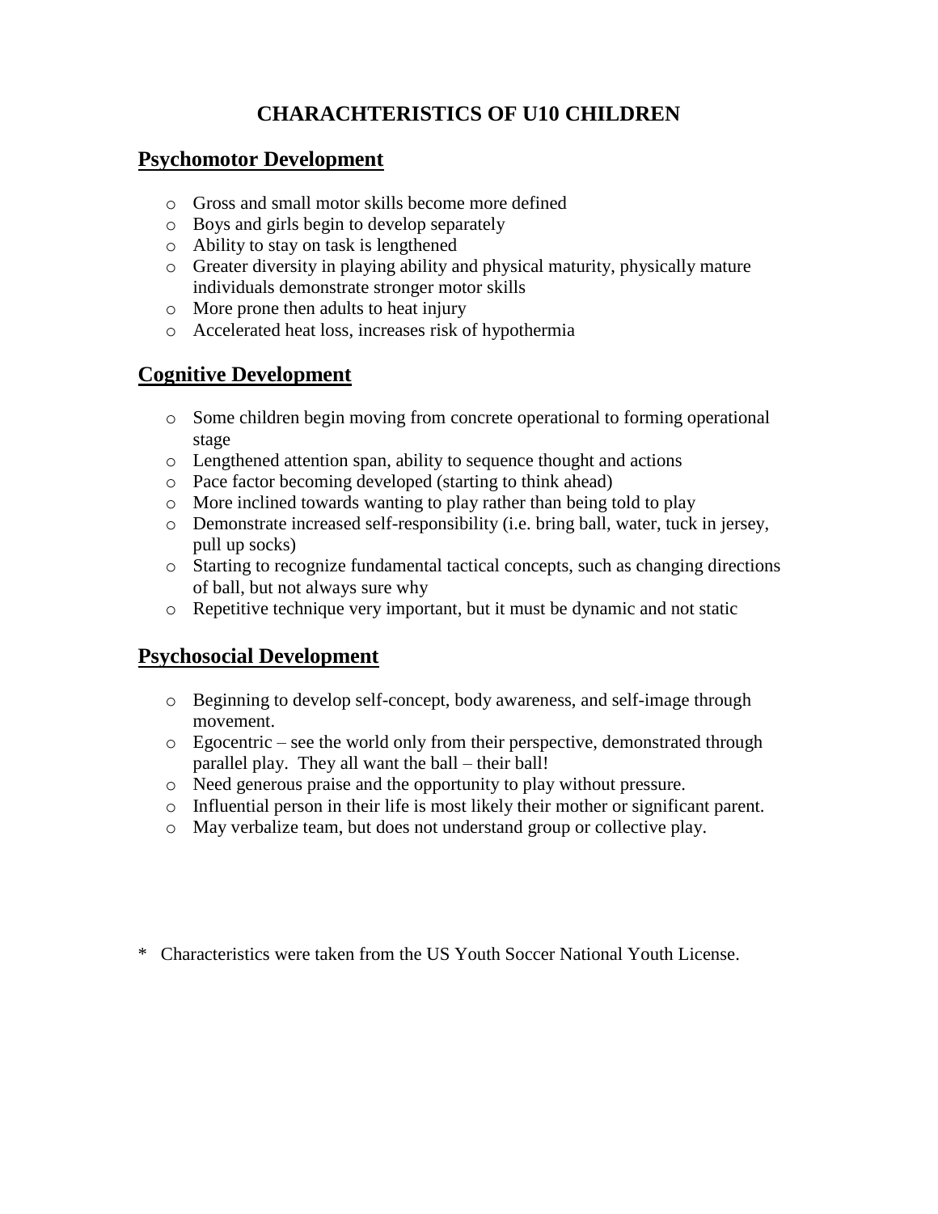# CHARACHTERISTICS OF U10 CHILDREN

## Psychomotor Development

- Gross and small motor skills become more defined
- Boys and girls begin to develop separately
- Ability to stay on task is lengthened
- Greater diversity in playing ability and physical maturity, physically mature individuals demonstrate stronger motor skills
- More prone then adults to heat injury
- Accelerated heat loss, increases risk of hypothermia

## Cognitive Development

- Some children begin moving from concrete operational to forming operational stage
- Lengthened attention span, ability to sequence thought and actions
- Pace factor becoming developed (starting to think ahead)
- More inclined towards wanting to play rather than being told to play
- Demonstrate increased self-responsibility (i.e. bring ball, water, tuck in jersey, pull up socks)
- Starting to recognize fundamental tactical concepts, such as changing directions of ball, but not always sure why
- Repetitive technique very important, but it must be dynamic and not static

## Psychosocial Development

- Beginning to develop self-concept, body awareness, and self-image through movement.
- Egocentric – see the world only from their perspective, demonstrated through parallel play. They all want the ball – their ball!
- Need generous praise and the opportunity to play without pressure.
- Influential person in their life is most likely their mother or significant parent.
- May verbalize team, but does not understand group or collective play.

\* Characteristics were taken from the US Youth Soccer National Youth License.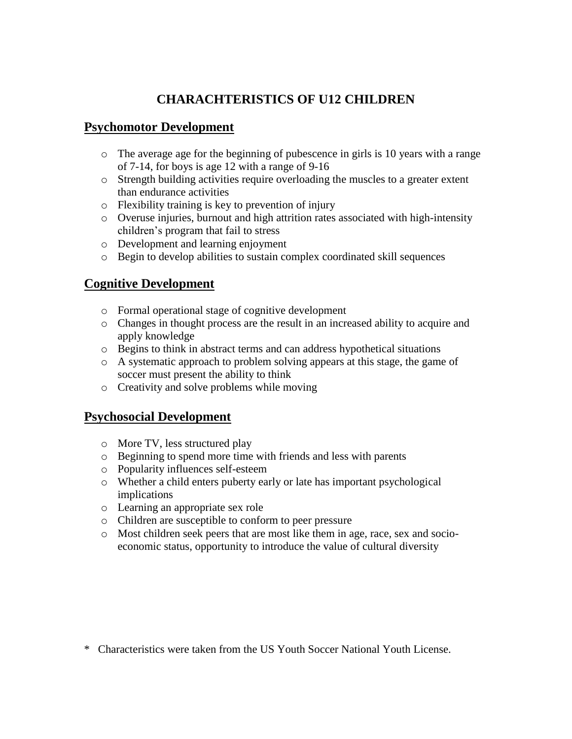# CHARACHTERISTICS OF U12 CHILDREN

## Psychomotor Development

- The average age for the beginning of pubescence in girls is 10 years with a range of 7-14, for boys is age 12 with a range of 9-16
- Strength building activities require overloading the muscles to a greater extent than endurance activities
- Flexibility training is key to prevention of injury
- Overuse injuries, burnout and high attrition rates associated with high-intensity children's program that fail to stress
- Development and learning enjoyment
- Begin to develop abilities to sustain complex coordinated skill sequences

## Cognitive Development

- Formal operational stage of cognitive development
- Changes in thought process are the result in an increased ability to acquire and apply knowledge
- Begins to think in abstract terms and can address hypothetical situations
- A systematic approach to problem solving appears at this stage, the game of soccer must present the ability to think
- Creativity and solve problems while moving

## Psychosocial Development

- More TV, less structured play
- Beginning to spend more time with friends and less with parents
- Popularity influences self-esteem
- Whether a child enters puberty early or late has important psychological implications
- Learning an appropriate sex role
- Children are susceptible to conform to peer pressure
- Most children seek peers that are most like them in age, race, sex and socio-economic status, opportunity to introduce the value of cultural diversity

\* Characteristics were taken from the US Youth Soccer National Youth License.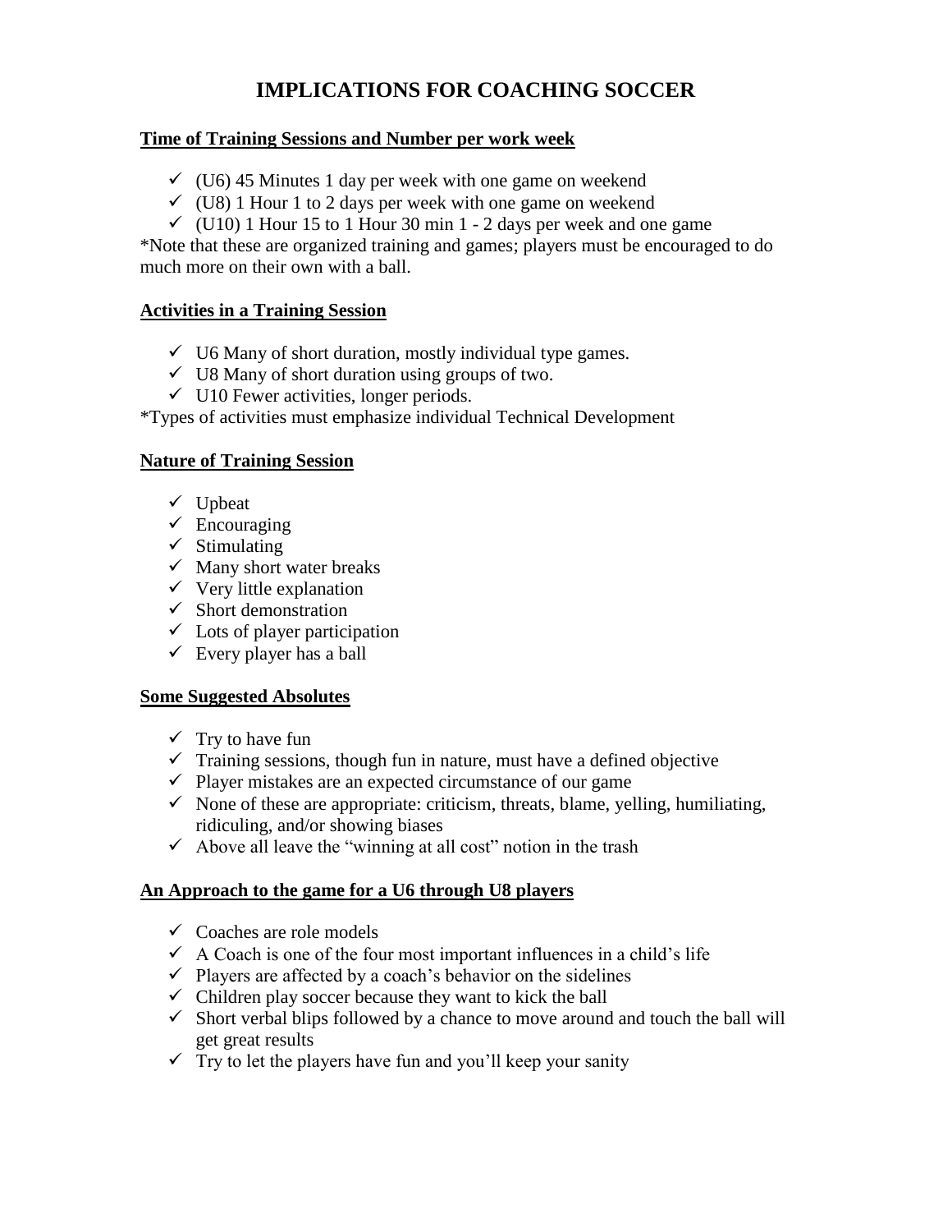# IMPLICATIONS FOR COACHING SOCCER

## Time of Training Sessions and Number per work week

- (U6) 45 Minutes 1 day per week with one game on weekend
- (U8) 1 Hour 1 to 2 days per week with one game on weekend
- (U10) 1 Hour 15 to 1 Hour 30 min 1 - 2 days per week and one game

*Note that these are organized training and games; players must be encouraged to do much more on their own with a ball.

## Activities in a Training Session

- U6 Many of short duration, mostly individual type games.
- U8 Many of short duration using groups of two.
- U10 Fewer activities, longer periods.

*Types of activities must emphasize individual Technical Development

## Nature of Training Session

- Upbeat
- Encouraging
- Stimulating
- Many short water breaks
- Very little explanation
- Short demonstration
- Lots of player participation
- Every player has a ball

## Some Suggested Absolutes

- Try to have fun
- Training sessions, though fun in nature, must have a defined objective
- Player mistakes are an expected circumstance of our game
- None of these are appropriate: criticism, threats, blame, yelling, humiliating, ridiculing, and/or showing biases
- Above all leave the "winning at all cost" notion in the trash

## An Approach to the game for a U6 through U8 players

- Coaches are role models
- A Coach is one of the four most important influences in a child's life
- Players are affected by a coach's behavior on the sidelines
- Children play soccer because they want to kick the ball
- Short verbal blips followed by a chance to move around and touch the ball will get great results
- Try to let the players have fun and you'll keep your sanity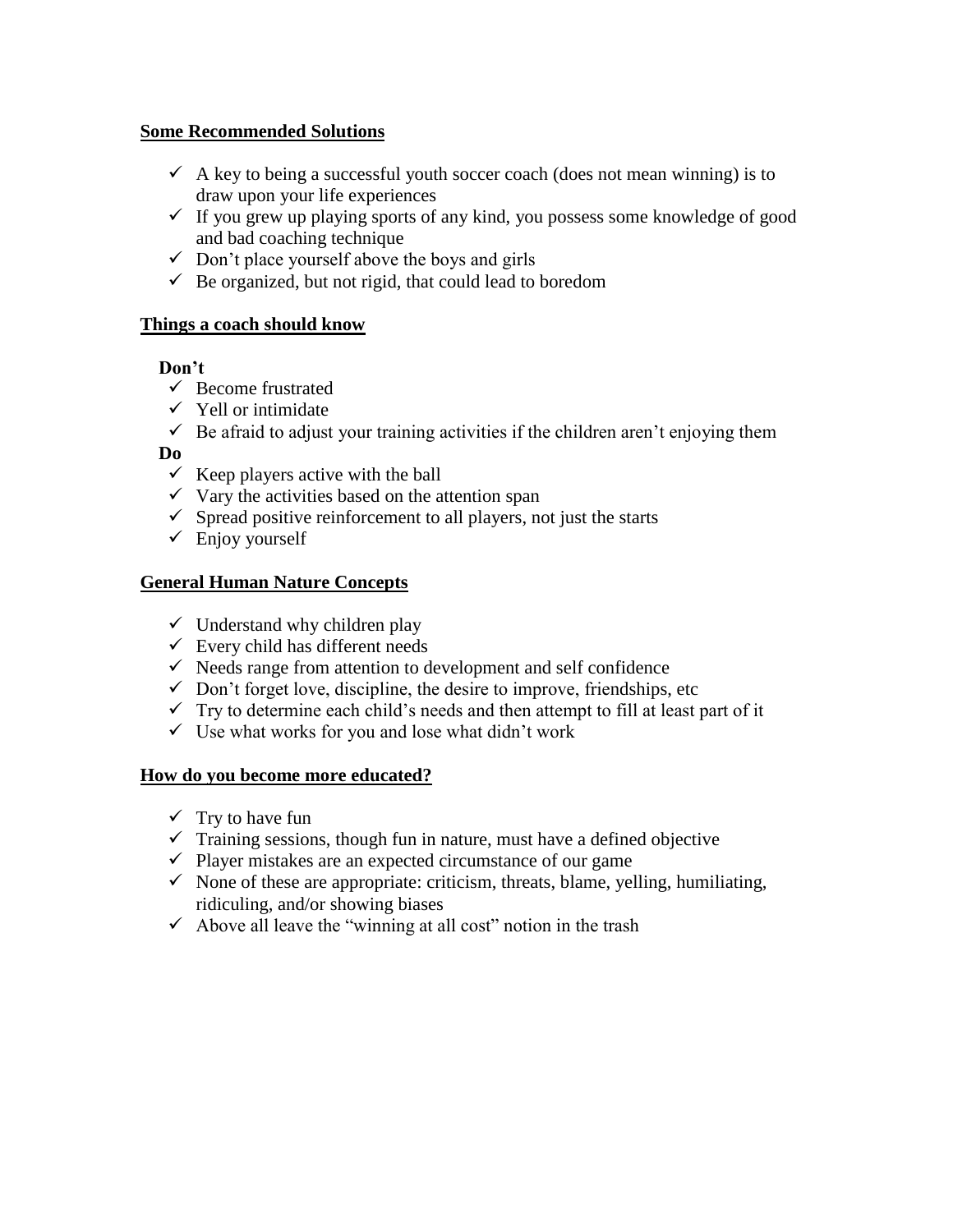## Some Recommended Solutions

- ✓ A key to being a successful youth soccer coach (does not mean winning) is to draw upon your life experiences
- ✓ If you grew up playing sports of any kind, you possess some knowledge of good and bad coaching technique
- ✓ Don't place yourself above the boys and girls
- ✓ Be organized, but not rigid, that could lead to boredom

## Things a coach should know

**Don't**

- ✓ Become frustrated
- ✓ Yell or intimidate
- ✓ Be afraid to adjust your training activities if the children aren't enjoying them

**Do**

- ✓ Keep players active with the ball
- ✓ Vary the activities based on the attention span
- ✓ Spread positive reinforcement to all players, not just the starts
- ✓ Enjoy yourself

## General Human Nature Concepts

- ✓ Understand why children play
- ✓ Every child has different needs
- ✓ Needs range from attention to development and self confidence
- ✓ Don't forget love, discipline, the desire to improve, friendships, etc
- ✓ Try to determine each child's needs and then attempt to fill at least part of it
- ✓ Use what works for you and lose what didn't work

## How do you become more educated?

- ✓ Try to have fun
- ✓ Training sessions, though fun in nature, must have a defined objective
- ✓ Player mistakes are an expected circumstance of our game
- ✓ None of these are appropriate: criticism, threats, blame, yelling, humiliating, ridiculing, and/or showing biases
- ✓ Above all leave the "winning at all cost" notion in the trash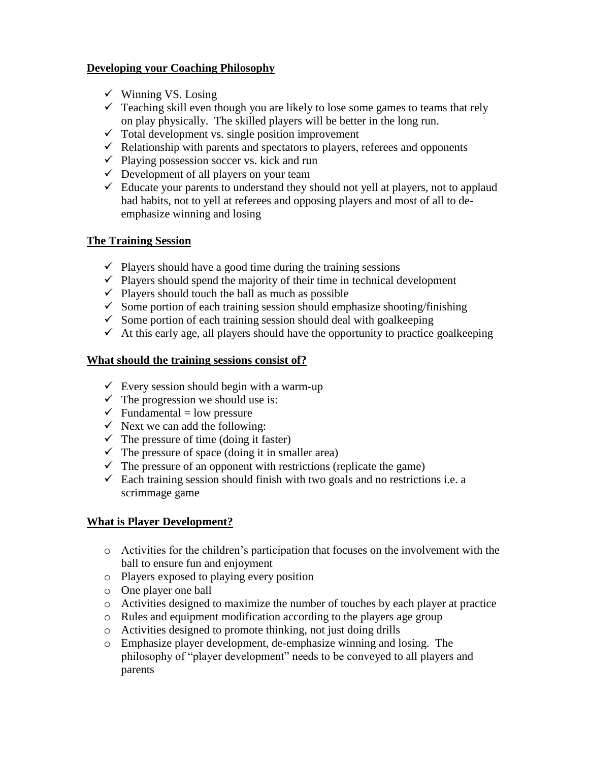## Developing your Coaching Philosophy

- ✓ Winning VS. Losing
- ✓ Teaching skill even though you are likely to lose some games to teams that rely on play physically. The skilled players will be better in the long run.
- ✓ Total development vs. single position improvement
- ✓ Relationship with parents and spectators to players, referees and opponents
- ✓ Playing possession soccer vs. kick and run
- ✓ Development of all players on your team
- ✓ Educate your parents to understand they should not yell at players, not to applaud bad habits, not to yell at referees and opposing players and most of all to de-emphasize winning and losing

## The Training Session

- ✓ Players should have a good time during the training sessions
- ✓ Players should spend the majority of their time in technical development
- ✓ Players should touch the ball as much as possible
- ✓ Some portion of each training session should emphasize shooting/finishing
- ✓ Some portion of each training session should deal with goalkeeping
- ✓ At this early age, all players should have the opportunity to practice goalkeeping

## What should the training sessions consist of?

- ✓ Every session should begin with a warm-up
- ✓ The progression we should use is:
- ✓ Fundamental = low pressure
- ✓ Next we can add the following:
- ✓ The pressure of time (doing it faster)
- ✓ The pressure of space (doing it in smaller area)
- ✓ The pressure of an opponent with restrictions (replicate the game)
- ✓ Each training session should finish with two goals and no restrictions i.e. a scrimmage game

## What is Player Development?

- Activities for the children's participation that focuses on the involvement with the ball to ensure fun and enjoyment
- Players exposed to playing every position
- One player one ball
- Activities designed to maximize the number of touches by each player at practice
- Rules and equipment modification according to the players age group
- Activities designed to promote thinking, not just doing drills
- Emphasize player development, de-emphasize winning and losing. The philosophy of "player development" needs to be conveyed to all players and parents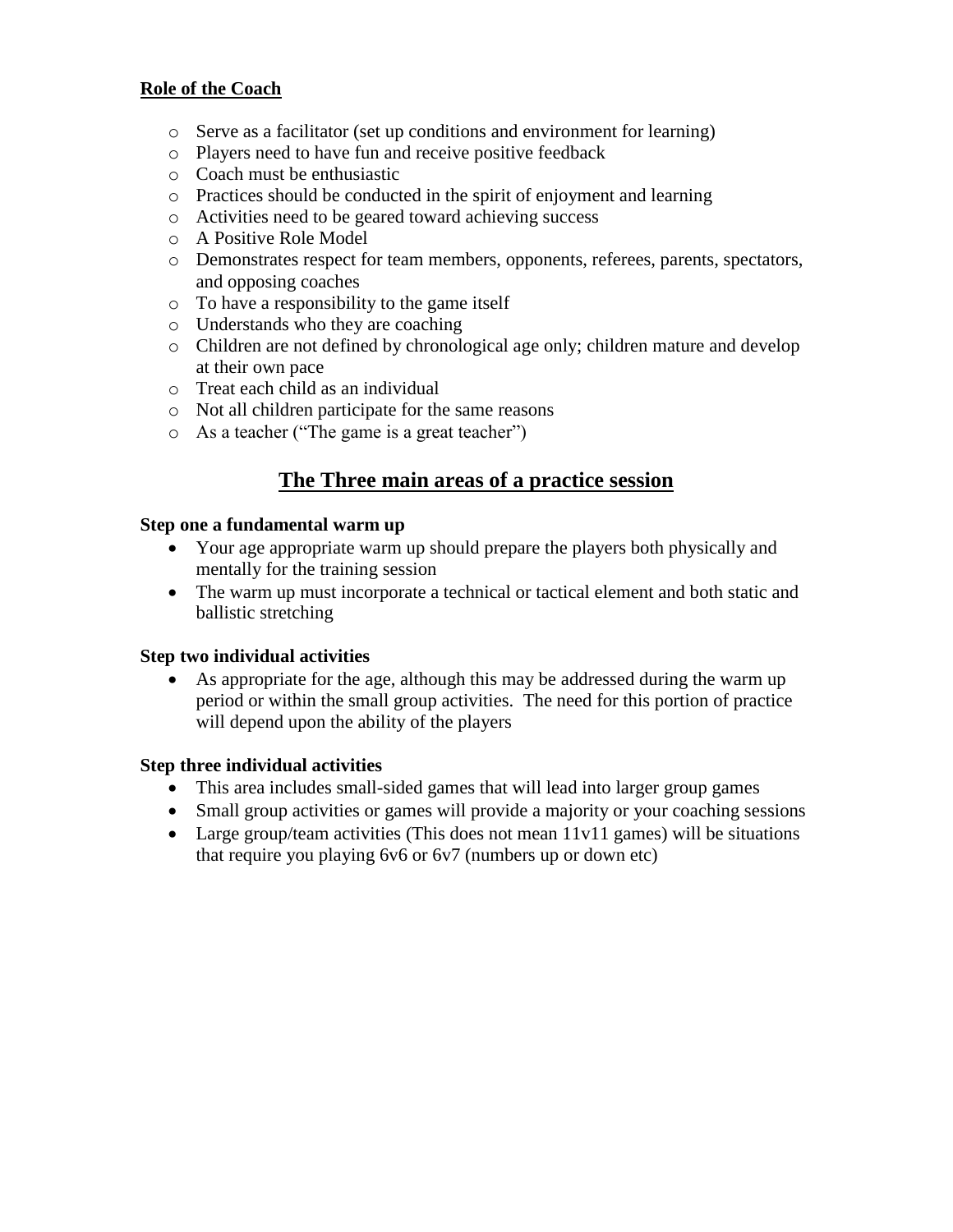**Role of the Coach**

- Serve as a facilitator (set up conditions and environment for learning)
- Players need to have fun and receive positive feedback
- Coach must be enthusiastic
- Practices should be conducted in the spirit of enjoyment and learning
- Activities need to be geared toward achieving success
- A Positive Role Model
- Demonstrates respect for team members, opponents, referees, parents, spectators, and opposing coaches
- To have a responsibility to the game itself
- Understands who they are coaching
- Children are not defined by chronological age only; children mature and develop at their own pace
- Treat each child as an individual
- Not all children participate for the same reasons
- As a teacher ("The game is a great teacher")

## The Three main areas of a practice session

**Step one a fundamental warm up**

- Your age appropriate warm up should prepare the players both physically and mentally for the training session
- The warm up must incorporate a technical or tactical element and both static and ballistic stretching

**Step two individual activities**

- As appropriate for the age, although this may be addressed during the warm up period or within the small group activities. The need for this portion of practice will depend upon the ability of the players

**Step three individual activities**

- This area includes small-sided games that will lead into larger group games
- Small group activities or games will provide a majority or your coaching sessions
- Large group/team activities (This does not mean 11v11 games) will be situations that require you playing 6v6 or 6v7 (numbers up or down etc)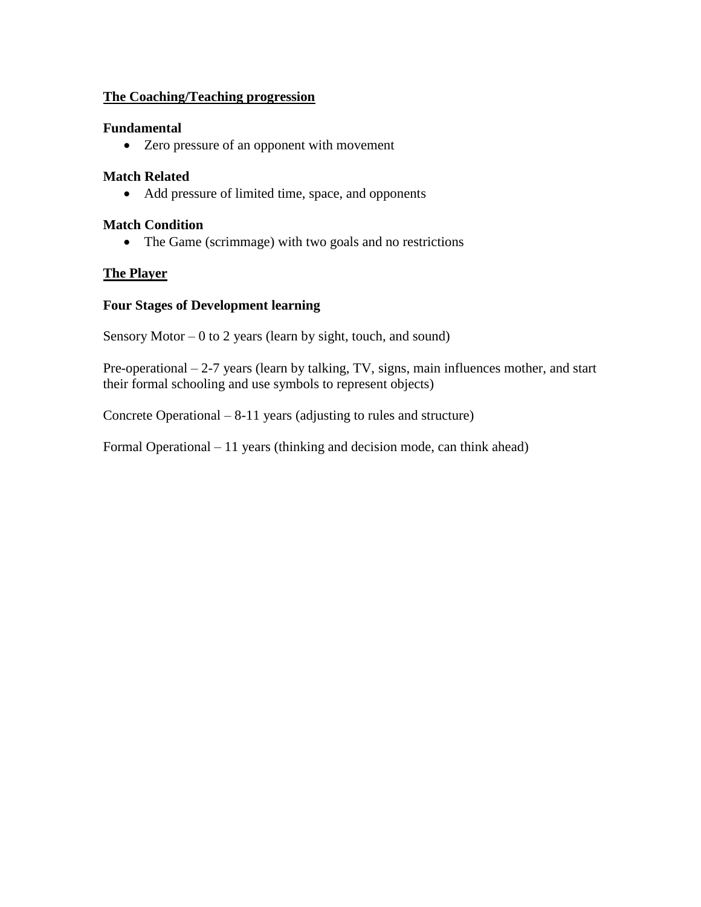## The Coaching/Teaching progression

**Fundamental**

- Zero pressure of an opponent with movement

**Match Related**

- Add pressure of limited time, space, and opponents

**Match Condition**

- The Game (scrimmage) with two goals and no restrictions

## The Player

**Four Stages of Development learning**

Sensory Motor – 0 to 2 years (learn by sight, touch, and sound)

Pre-operational – 2-7 years (learn by talking, TV, signs, main influences mother, and start their formal schooling and use symbols to represent objects)

Concrete Operational – 8-11 years (adjusting to rules and structure)

Formal Operational – 11 years (thinking and decision mode, can think ahead)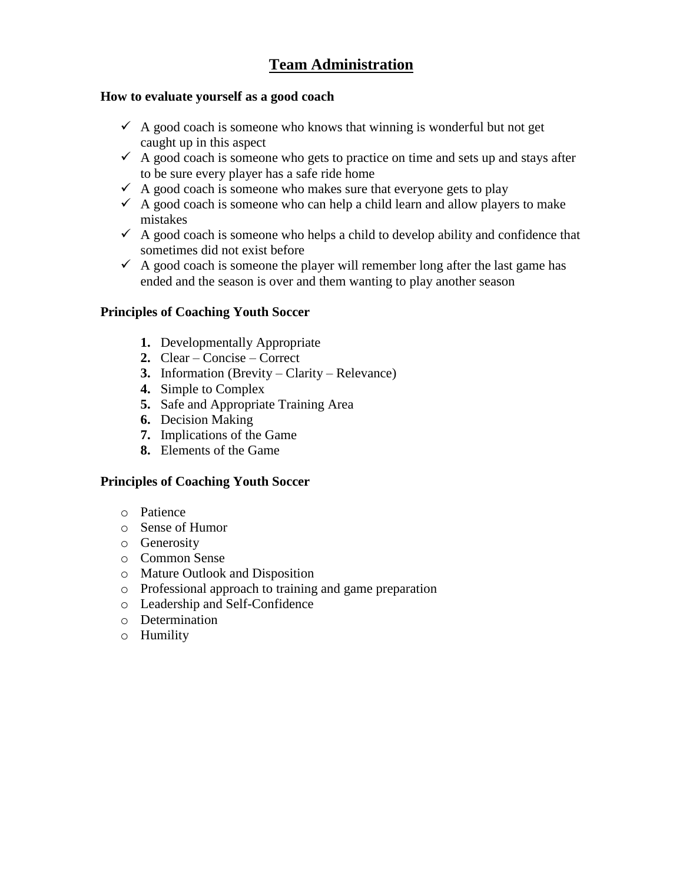# Team Administration

**How to evaluate yourself as a good coach**

- ✓ A good coach is someone who knows that winning is wonderful but not get caught up in this aspect
- ✓ A good coach is someone who gets to practice on time and sets up and stays after to be sure every player has a safe ride home
- ✓ A good coach is someone who makes sure that everyone gets to play
- ✓ A good coach is someone who can help a child learn and allow players to make mistakes
- ✓ A good coach is someone who helps a child to develop ability and confidence that sometimes did not exist before
- ✓ A good coach is someone the player will remember long after the last game has ended and the season is over and them wanting to play another season

**Principles of Coaching Youth Soccer**

1. Developmentally Appropriate
2. Clear – Concise – Correct
3. Information (Brevity – Clarity – Relevance)
4. Simple to Complex
5. Safe and Appropriate Training Area
6. Decision Making
7. Implications of the Game
8. Elements of the Game

**Principles of Coaching Youth Soccer**

- Patience
- Sense of Humor
- Generosity
- Common Sense
- Mature Outlook and Disposition
- Professional approach to training and game preparation
- Leadership and Self-Confidence
- Determination
- Humility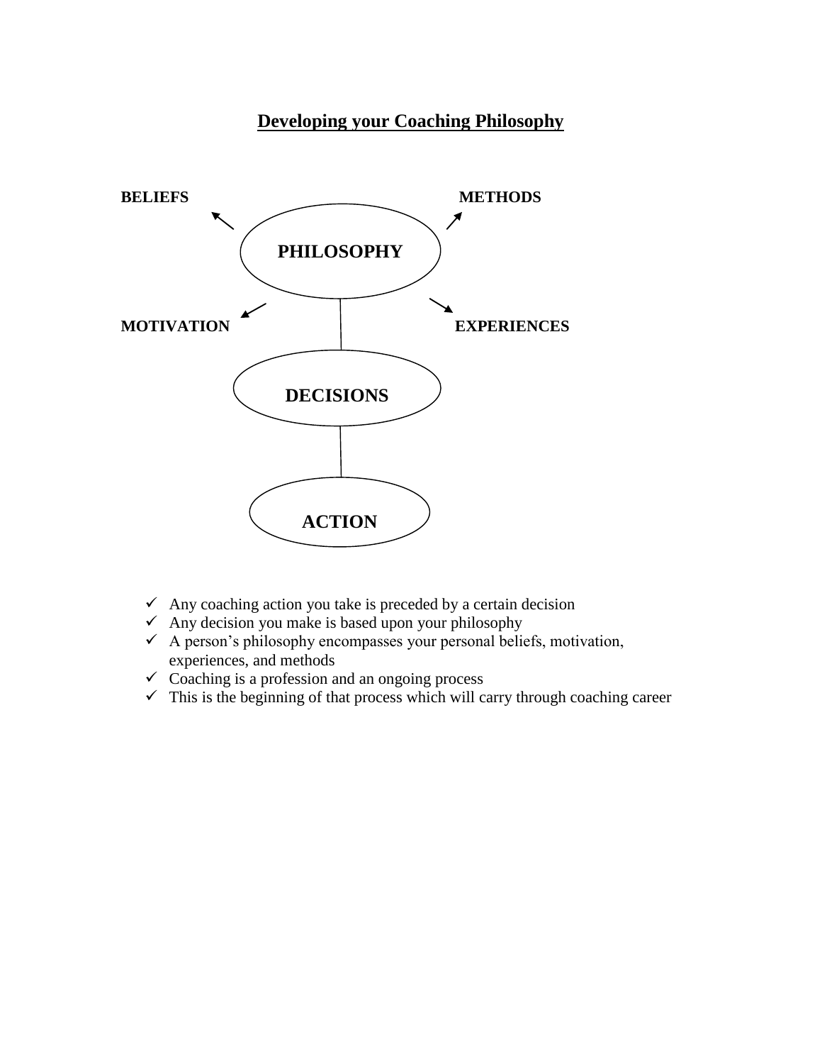# Developing your Coaching Philosophy

BELIEFS

METHODS

PHILOSOPHY

MOTIVATION

EXPERIENCES

DECISIONS

ACTION

- ✓ Any coaching action you take is preceded by a certain decision
- ✓ Any decision you make is based upon your philosophy
- ✓ A person's philosophy encompasses your personal beliefs, motivation, experiences, and methods
- ✓ Coaching is a profession and an ongoing process
- ✓ This is the beginning of that process which will carry through coaching career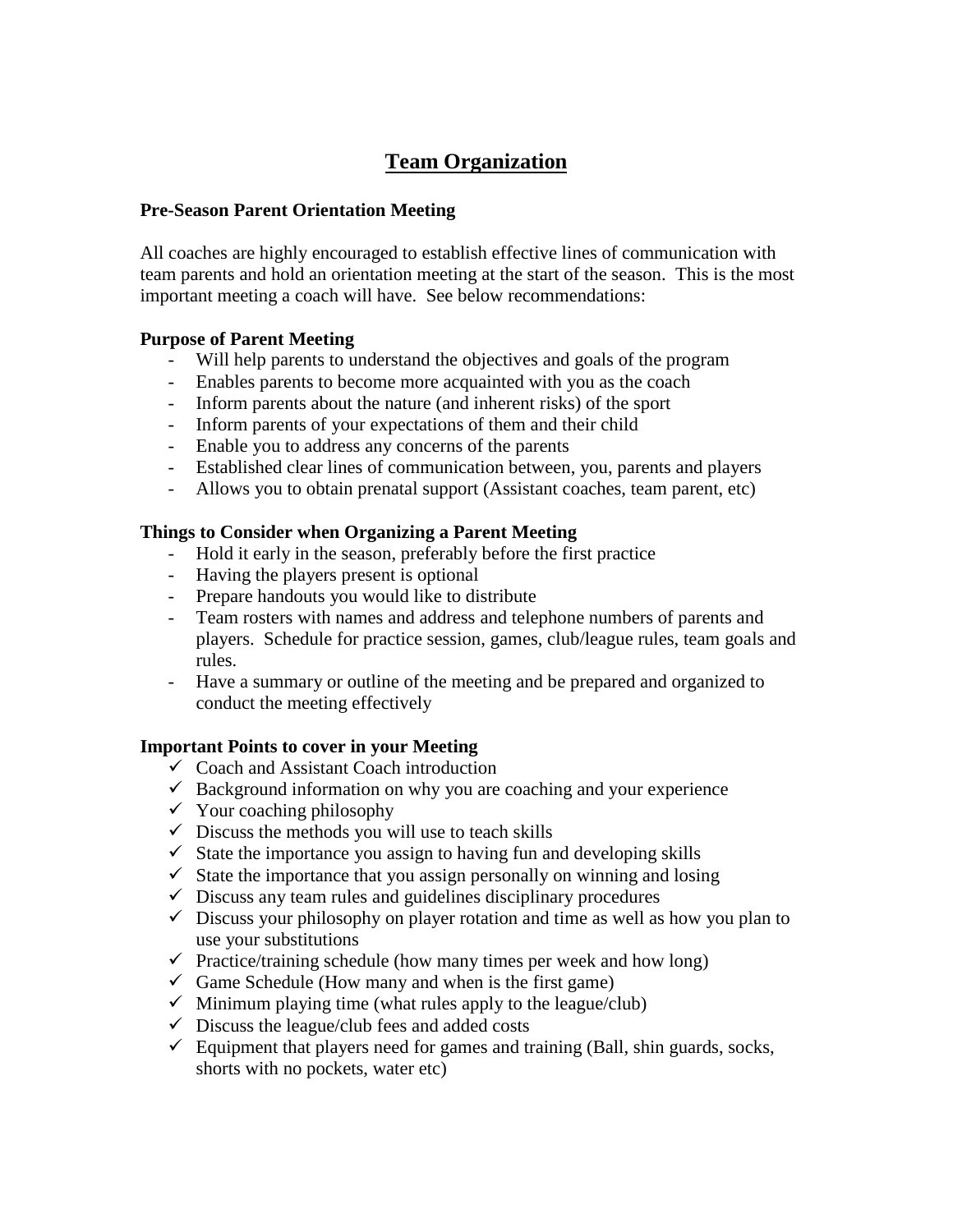# Team Organization

### Pre-Season Parent Orientation Meeting

All coaches are highly encouraged to establish effective lines of communication with team parents and hold an orientation meeting at the start of the season. This is the most important meeting a coach will have. See below recommendations:

### Purpose of Parent Meeting

- Will help parents to understand the objectives and goals of the program
- Enables parents to become more acquainted with you as the coach
- Inform parents about the nature (and inherent risks) of the sport
- Inform parents of your expectations of them and their child
- Enable you to address any concerns of the parents
- Established clear lines of communication between, you, parents and players
- Allows you to obtain prenatal support (Assistant coaches, team parent, etc)

### Things to Consider when Organizing a Parent Meeting

- Hold it early in the season, preferably before the first practice
- Having the players present is optional
- Prepare handouts you would like to distribute
- Team rosters with names and address and telephone numbers of parents and players. Schedule for practice session, games, club/league rules, team goals and rules.
- Have a summary or outline of the meeting and be prepared and organized to conduct the meeting effectively

### Important Points to cover in your Meeting

- ✓ Coach and Assistant Coach introduction
- ✓ Background information on why you are coaching and your experience
- ✓ Your coaching philosophy
- ✓ Discuss the methods you will use to teach skills
- ✓ State the importance you assign to having fun and developing skills
- ✓ State the importance that you assign personally on winning and losing
- ✓ Discuss any team rules and guidelines disciplinary procedures
- ✓ Discuss your philosophy on player rotation and time as well as how you plan to use your substitutions
- ✓ Practice/training schedule (how many times per week and how long)
- ✓ Game Schedule (How many and when is the first game)
- ✓ Minimum playing time (what rules apply to the league/club)
- ✓ Discuss the league/club fees and added costs
- ✓ Equipment that players need for games and training (Ball, shin guards, socks, shorts with no pockets, water etc)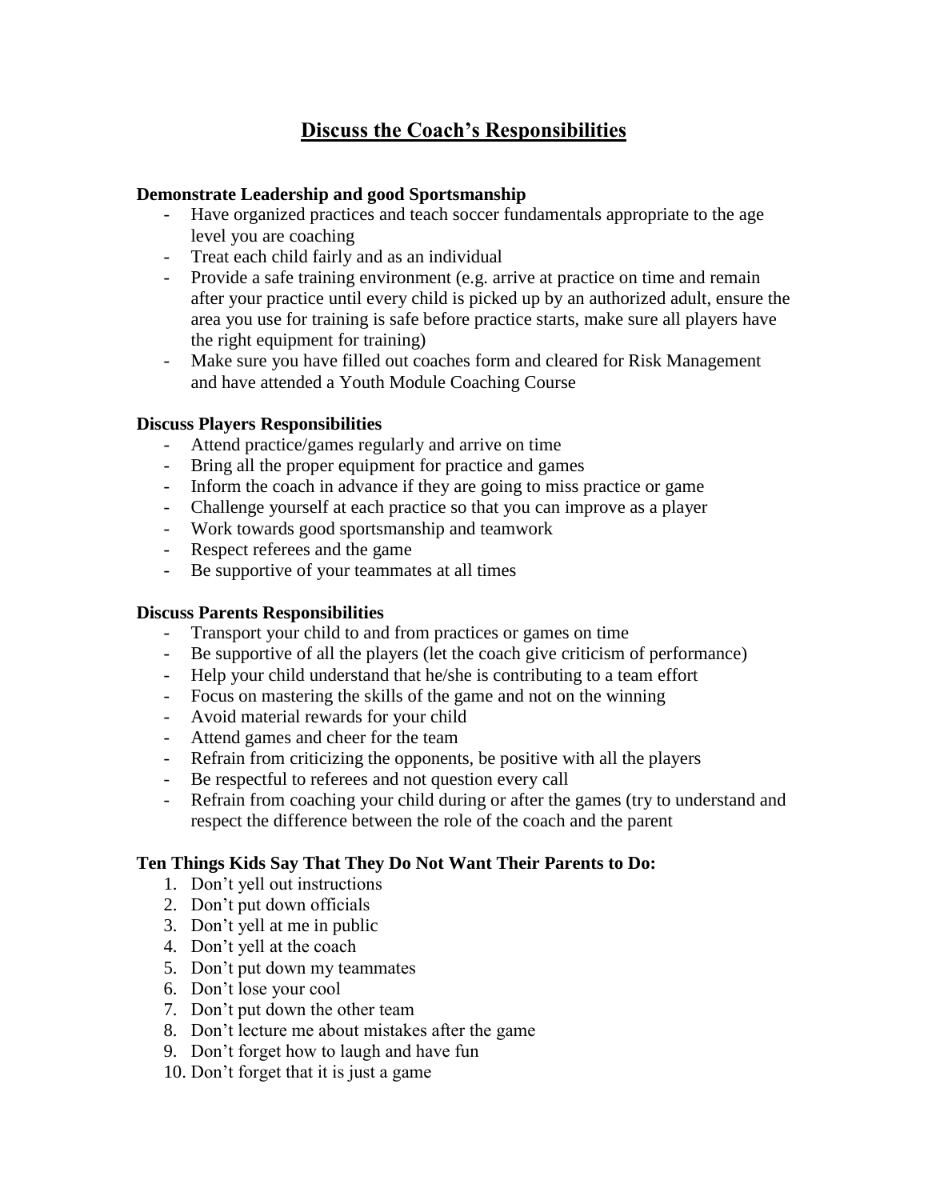# Discuss the Coach's Responsibilities

**Demonstrate Leadership and good Sportsmanship**

- Have organized practices and teach soccer fundamentals appropriate to the age level you are coaching
- Treat each child fairly and as an individual
- Provide a safe training environment (e.g. arrive at practice on time and remain after your practice until every child is picked up by an authorized adult, ensure the area you use for training is safe before practice starts, make sure all players have the right equipment for training)
- Make sure you have filled out coaches form and cleared for Risk Management and have attended a Youth Module Coaching Course

**Discuss Players Responsibilities**

- Attend practice/games regularly and arrive on time
- Bring all the proper equipment for practice and games
- Inform the coach in advance if they are going to miss practice or game
- Challenge yourself at each practice so that you can improve as a player
- Work towards good sportsmanship and teamwork
- Respect referees and the game
- Be supportive of your teammates at all times

**Discuss Parents Responsibilities**

- Transport your child to and from practices or games on time
- Be supportive of all the players (let the coach give criticism of performance)
- Help your child understand that he/she is contributing to a team effort
- Focus on mastering the skills of the game and not on the winning
- Avoid material rewards for your child
- Attend games and cheer for the team
- Refrain from criticizing the opponents, be positive with all the players
- Be respectful to referees and not question every call
- Refrain from coaching your child during or after the games (try to understand and respect the difference between the role of the coach and the parent

**Ten Things Kids Say That They Do Not Want Their Parents to Do:**

1. Don't yell out instructions
2. Don't put down officials
3. Don't yell at me in public
4. Don't yell at the coach
5. Don't put down my teammates
6. Don't lose your cool
7. Don't put down the other team
8. Don't lecture me about mistakes after the game
9. Don't forget how to laugh and have fun
10. Don't forget that it is just a game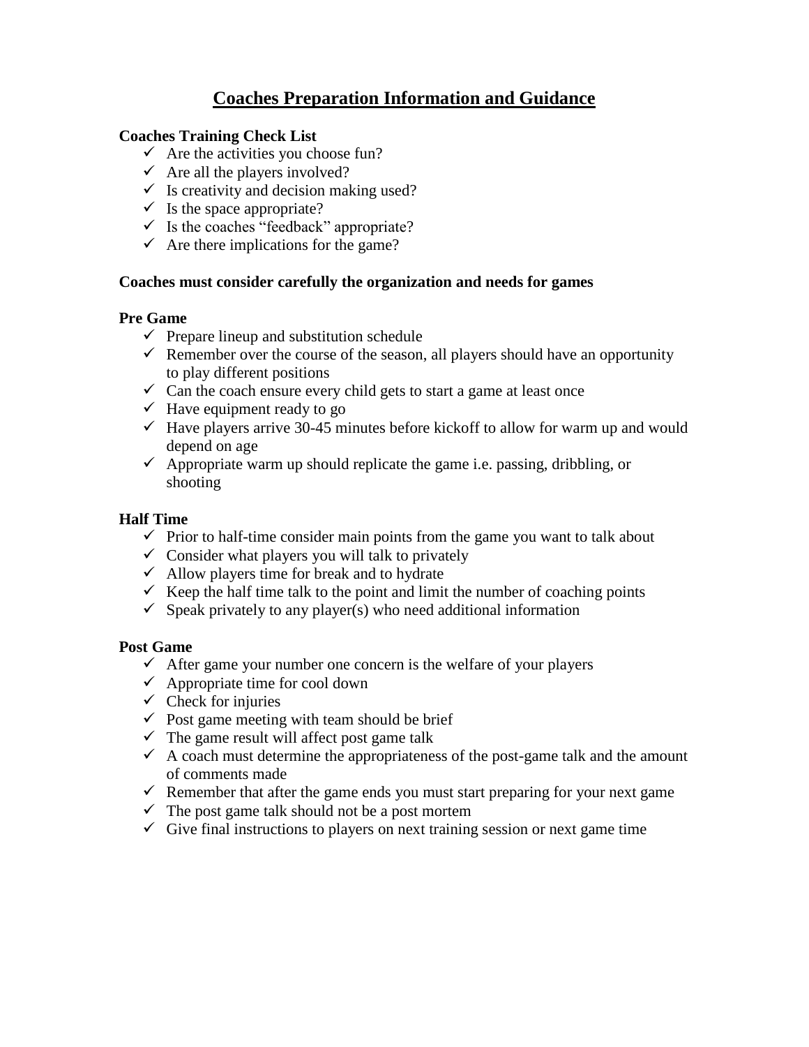# Coaches Preparation Information and Guidance

**Coaches Training Check List**

- ✓ Are the activities you choose fun?
- ✓ Are all the players involved?
- ✓ Is creativity and decision making used?
- ✓ Is the space appropriate?
- ✓ Is the coaches "feedback" appropriate?
- ✓ Are there implications for the game?

**Coaches must consider carefully the organization and needs for games**

**Pre Game**

- ✓ Prepare lineup and substitution schedule
- ✓ Remember over the course of the season, all players should have an opportunity to play different positions
- ✓ Can the coach ensure every child gets to start a game at least once
- ✓ Have equipment ready to go
- ✓ Have players arrive 30-45 minutes before kickoff to allow for warm up and would depend on age
- ✓ Appropriate warm up should replicate the game i.e. passing, dribbling, or shooting

**Half Time**

- ✓ Prior to half-time consider main points from the game you want to talk about
- ✓ Consider what players you will talk to privately
- ✓ Allow players time for break and to hydrate
- ✓ Keep the half time talk to the point and limit the number of coaching points
- ✓ Speak privately to any player(s) who need additional information

**Post Game**

- ✓ After game your number one concern is the welfare of your players
- ✓ Appropriate time for cool down
- ✓ Check for injuries
- ✓ Post game meeting with team should be brief
- ✓ The game result will affect post game talk
- ✓ A coach must determine the appropriateness of the post-game talk and the amount of comments made
- ✓ Remember that after the game ends you must start preparing for your next game
- ✓ The post game talk should not be a post mortem
- ✓ Give final instructions to players on next training session or next game time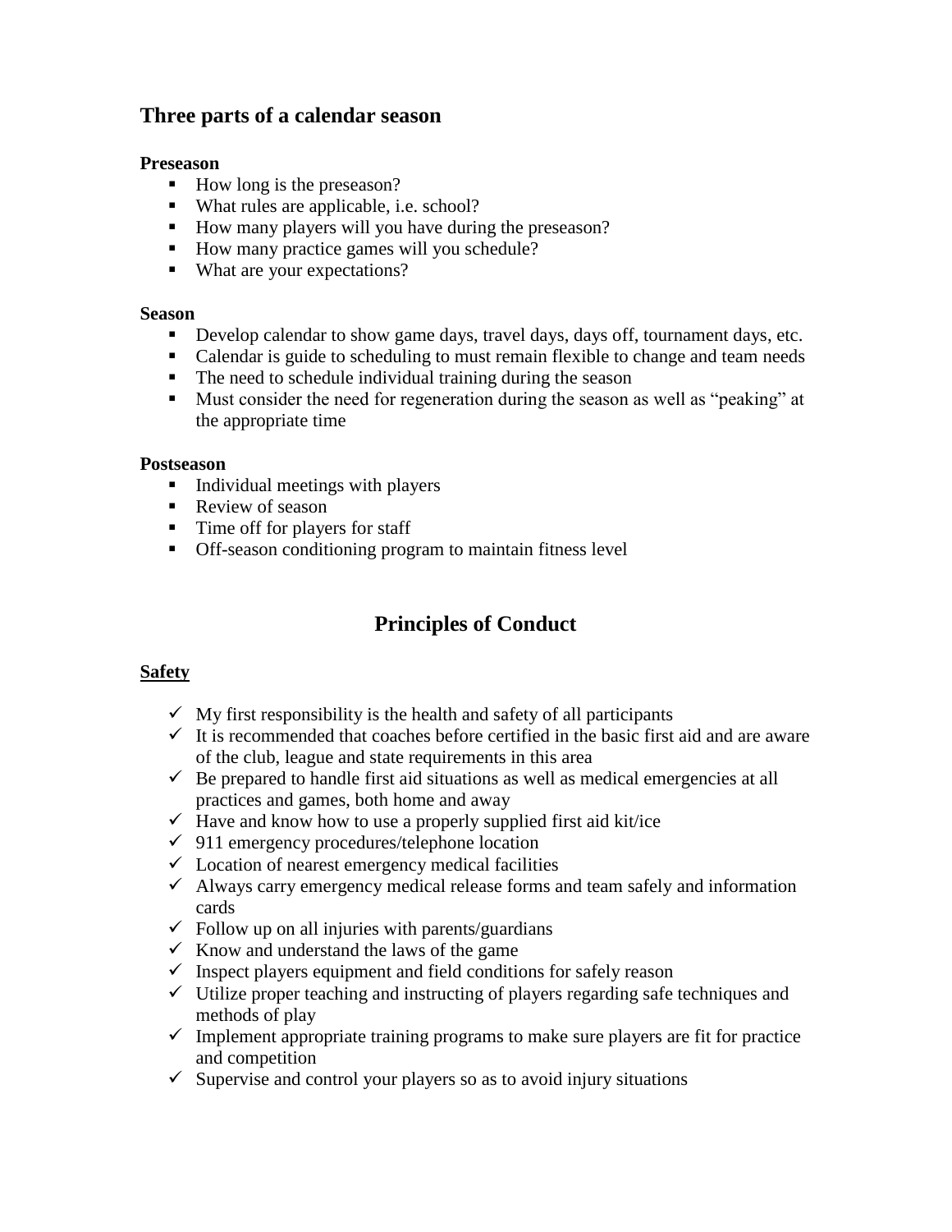## Three parts of a calendar season

**Preseason**

- How long is the preseason?
- What rules are applicable, i.e. school?
- How many players will you have during the preseason?
- How many practice games will you schedule?
- What are your expectations?

**Season**

- Develop calendar to show game days, travel days, days off, tournament days, etc.
- Calendar is guide to scheduling to must remain flexible to change and team needs
- The need to schedule individual training during the season
- Must consider the need for regeneration during the season as well as "peaking" at the appropriate time

**Postseason**

- Individual meetings with players
- Review of season
- Time off for players for staff
- Off-season conditioning program to maintain fitness level

## Principles of Conduct

**Safety**

- ✓ My first responsibility is the health and safety of all participants
- ✓ It is recommended that coaches before certified in the basic first aid and are aware of the club, league and state requirements in this area
- ✓ Be prepared to handle first aid situations as well as medical emergencies at all practices and games, both home and away
- ✓ Have and know how to use a properly supplied first aid kit/ice
- ✓ 911 emergency procedures/telephone location
- ✓ Location of nearest emergency medical facilities
- ✓ Always carry emergency medical release forms and team safely and information cards
- ✓ Follow up on all injuries with parents/guardians
- ✓ Know and understand the laws of the game
- ✓ Inspect players equipment and field conditions for safely reason
- ✓ Utilize proper teaching and instructing of players regarding safe techniques and methods of play
- ✓ Implement appropriate training programs to make sure players are fit for practice and competition
- ✓ Supervise and control your players so as to avoid injury situations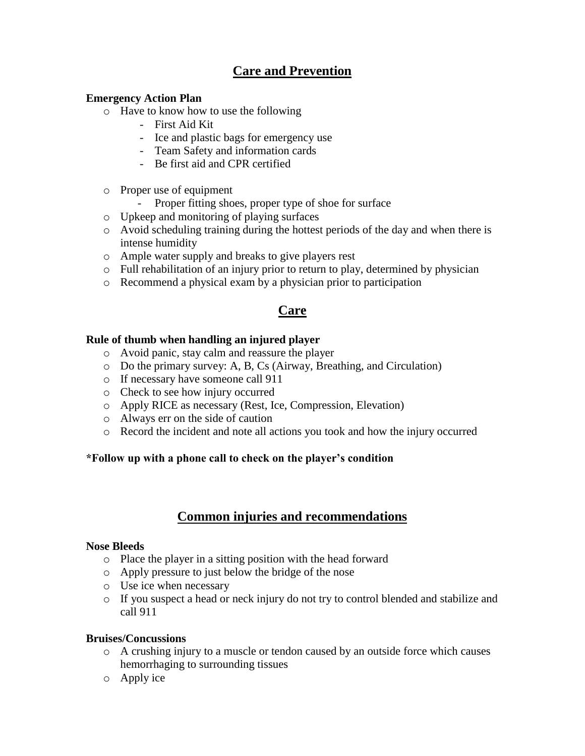## Care and Prevention

**Emergency Action Plan**

- Have to know how to use the following
  - First Aid Kit
  - Ice and plastic bags for emergency use
  - Team Safety and information cards
  - Be first aid and CPR certified

- Proper use of equipment
  - Proper fitting shoes, proper type of shoe for surface
- Upkeep and monitoring of playing surfaces
- Avoid scheduling training during the hottest periods of the day and when there is intense humidity
- Ample water supply and breaks to give players rest
- Full rehabilitation of an injury prior to return to play, determined by physician
- Recommend a physical exam by a physician prior to participation

## Care

**Rule of thumb when handling an injured player**

- Avoid panic, stay calm and reassure the player
- Do the primary survey: A, B, Cs (Airway, Breathing, and Circulation)
- If necessary have someone call 911
- Check to see how injury occurred
- Apply RICE as necessary (Rest, Ice, Compression, Elevation)
- Always err on the side of caution
- Record the incident and note all actions you took and how the injury occurred

***Follow up with a phone call to check on the player's condition**

## Common injuries and recommendations

**Nose Bleeds**

- Place the player in a sitting position with the head forward
- Apply pressure to just below the bridge of the nose
- Use ice when necessary
- If you suspect a head or neck injury do not try to control blended and stabilize and call 911

**Bruises/Concussions**

- A crushing injury to a muscle or tendon caused by an outside force which causes hemorrhaging to surrounding tissues
- Apply ice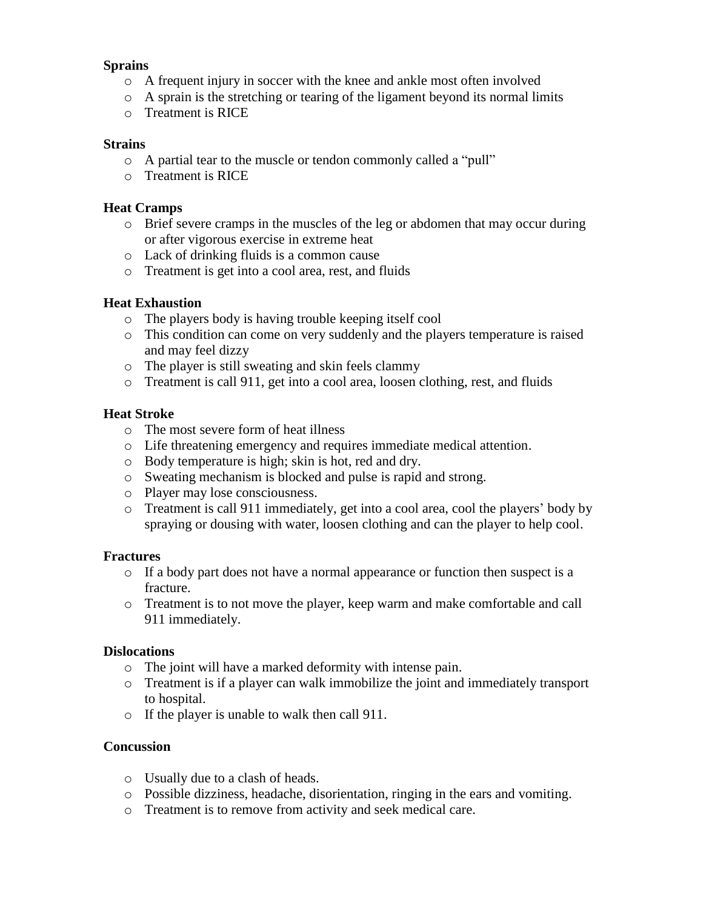**Sprains**

- A frequent injury in soccer with the knee and ankle most often involved
- A sprain is the stretching or tearing of the ligament beyond its normal limits
- Treatment is RICE

**Strains**

- A partial tear to the muscle or tendon commonly called a "pull"
- Treatment is RICE

**Heat Cramps**

- Brief severe cramps in the muscles of the leg or abdomen that may occur during or after vigorous exercise in extreme heat
- Lack of drinking fluids is a common cause
- Treatment is get into a cool area, rest, and fluids

**Heat Exhaustion**

- The players body is having trouble keeping itself cool
- This condition can come on very suddenly and the players temperature is raised and may feel dizzy
- The player is still sweating and skin feels clammy
- Treatment is call 911, get into a cool area, loosen clothing, rest, and fluids

**Heat Stroke**

- The most severe form of heat illness
- Life threatening emergency and requires immediate medical attention.
- Body temperature is high; skin is hot, red and dry.
- Sweating mechanism is blocked and pulse is rapid and strong.
- Player may lose consciousness.
- Treatment is call 911 immediately, get into a cool area, cool the players' body by spraying or dousing with water, loosen clothing and can the player to help cool.

**Fractures**

- If a body part does not have a normal appearance or function then suspect is a fracture.
- Treatment is to not move the player, keep warm and make comfortable and call 911 immediately.

**Dislocations**

- The joint will have a marked deformity with intense pain.
- Treatment is if a player can walk immobilize the joint and immediately transport to hospital.
- If the player is unable to walk then call 911.

**Concussion**

- Usually due to a clash of heads.
- Possible dizziness, headache, disorientation, ringing in the ears and vomiting.
- Treatment is to remove from activity and seek medical care.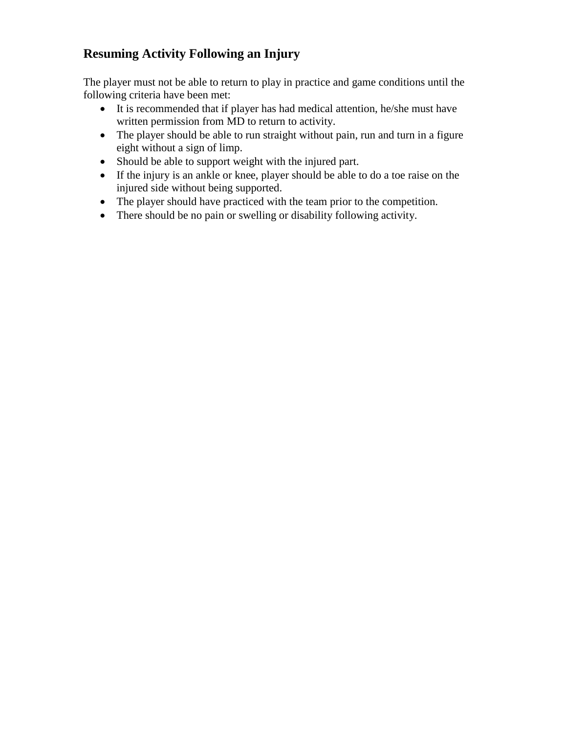## Resuming Activity Following an Injury

The player must not be able to return to play in practice and game conditions until the following criteria have been met:

- It is recommended that if player has had medical attention, he/she must have written permission from MD to return to activity.
- The player should be able to run straight without pain, run and turn in a figure eight without a sign of limp.
- Should be able to support weight with the injured part.
- If the injury is an ankle or knee, player should be able to do a toe raise on the injured side without being supported.
- The player should have practiced with the team prior to the competition.
- There should be no pain or swelling or disability following activity.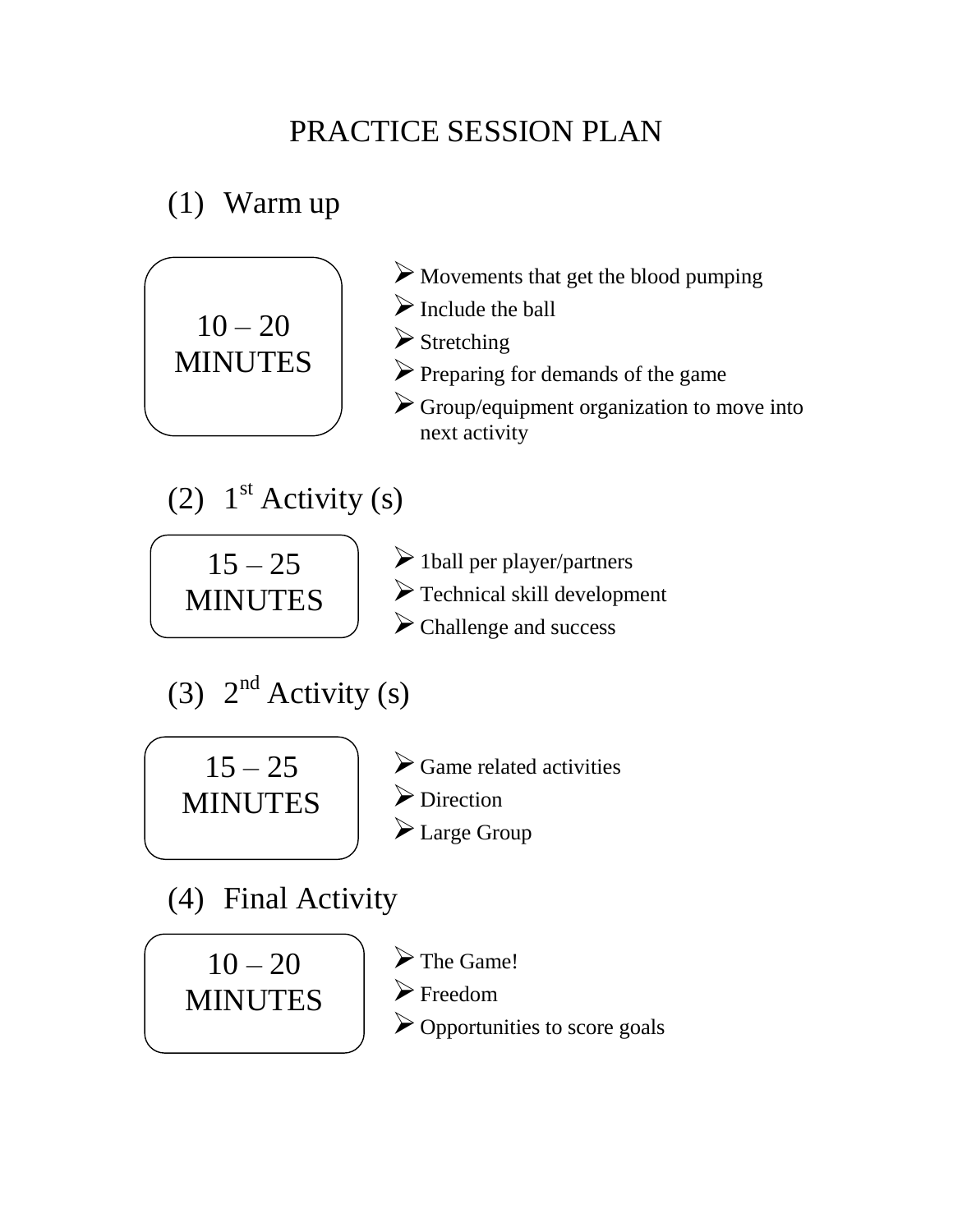# PRACTICE SESSION PLAN

## (1) Warm up

**10 – 20 MINUTES**

- Movements that get the blood pumping
- Include the ball
- Stretching
- Preparing for demands of the game
- Group/equipment organization to move into next activity

## (2) 1st Activity (s)

**15 – 25 MINUTES**

- 1ball per player/partners
- Technical skill development
- Challenge and success

## (3) 2nd Activity (s)

**15 – 25 MINUTES**

- Game related activities
- Direction
- Large Group

## (4) Final Activity

**10 – 20 MINUTES**

- The Game!
- Freedom
- Opportunities to score goals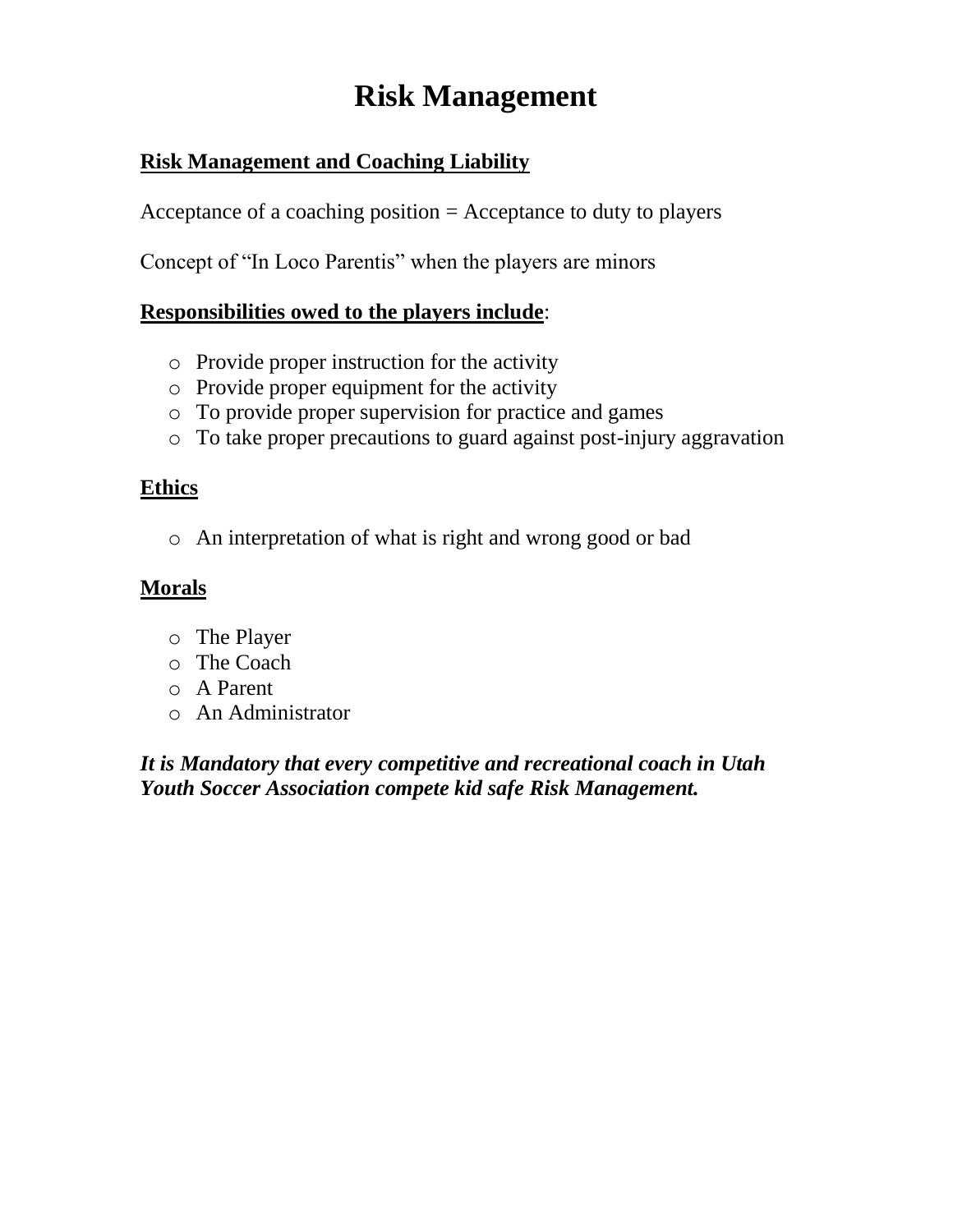# Risk Management

**Risk Management and Coaching Liability**

Acceptance of a coaching position = Acceptance to duty to players

Concept of "In Loco Parentis" when the players are minors

**Responsibilities owed to the players include**:

- Provide proper instruction for the activity
- Provide proper equipment for the activity
- To provide proper supervision for practice and games
- To take proper precautions to guard against post-injury aggravation

**Ethics**

- An interpretation of what is right and wrong good or bad

**Morals**

- The Player
- The Coach
- A Parent
- An Administrator

***It is Mandatory that every competitive and recreational coach in Utah Youth Soccer Association compete kid safe Risk Management.***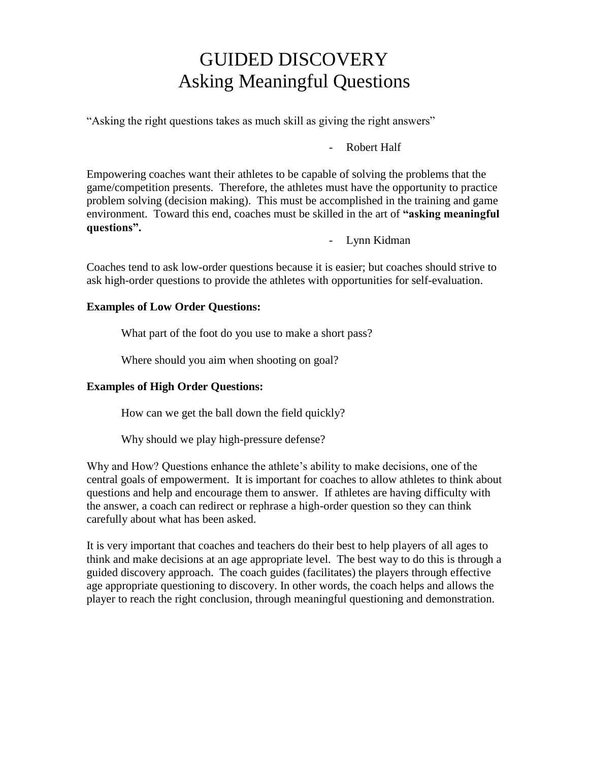# GUIDED DISCOVERY
## Asking Meaningful Questions

"Asking the right questions takes as much skill as giving the right answers"

- Robert Half

Empowering coaches want their athletes to be capable of solving the problems that the game/competition presents. Therefore, the athletes must have the opportunity to practice problem solving (decision making). This must be accomplished in the training and game environment. Toward this end, coaches must be skilled in the art of **"asking meaningful questions".**

- Lynn Kidman

Coaches tend to ask low-order questions because it is easier; but coaches should strive to ask high-order questions to provide the athletes with opportunities for self-evaluation.

**Examples of Low Order Questions:**

What part of the foot do you use to make a short pass?

Where should you aim when shooting on goal?

**Examples of High Order Questions:**

How can we get the ball down the field quickly?

Why should we play high-pressure defense?

Why and How? Questions enhance the athlete's ability to make decisions, one of the central goals of empowerment. It is important for coaches to allow athletes to think about questions and help and encourage them to answer. If athletes are having difficulty with the answer, a coach can redirect or rephrase a high-order question so they can think carefully about what has been asked.

It is very important that coaches and teachers do their best to help players of all ages to think and make decisions at an age appropriate level. The best way to do this is through a guided discovery approach. The coach guides (facilitates) the players through effective age appropriate questioning to discovery. In other words, the coach helps and allows the player to reach the right conclusion, through meaningful questioning and demonstration.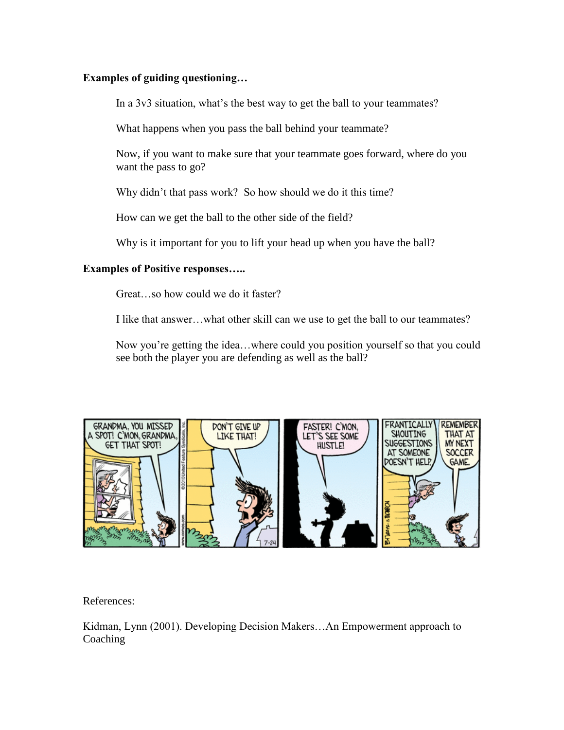**Examples of guiding questioning…**

In a 3v3 situation, what's the best way to get the ball to your teammates?

What happens when you pass the ball behind your teammate?

Now, if you want to make sure that your teammate goes forward, where do you want the pass to go?

Why didn't that pass work? So how should we do it this time?

How can we get the ball to the other side of the field?

Why is it important for you to lift your head up when you have the ball?

**Examples of Positive responses…..**

Great…so how could we do it faster?

I like that answer…what other skill can we use to get the ball to our teammates?

Now you're getting the idea…where could you position yourself so that you could see both the player you are defending as well as the ball?

References:

Kidman, Lynn (2001). Developing Decision Makers…An Empowerment approach to Coaching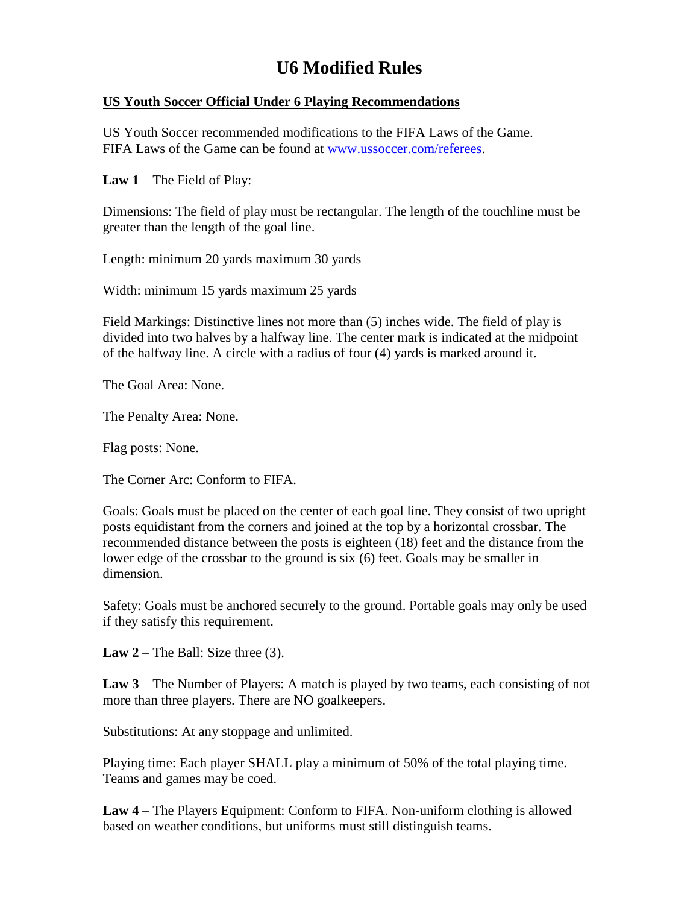# U6 Modified Rules

**US Youth Soccer Official Under 6 Playing Recommendations**

US Youth Soccer recommended modifications to the FIFA Laws of the Game.
FIFA Laws of the Game can be found at www.ussoccer.com/referees.

**Law 1** – The Field of Play:

Dimensions: The field of play must be rectangular. The length of the touchline must be greater than the length of the goal line.

Length: minimum 20 yards maximum 30 yards

Width: minimum 15 yards maximum 25 yards

Field Markings: Distinctive lines not more than (5) inches wide. The field of play is divided into two halves by a halfway line. The center mark is indicated at the midpoint of the halfway line. A circle with a radius of four (4) yards is marked around it.

The Goal Area: None.

The Penalty Area: None.

Flag posts: None.

The Corner Arc: Conform to FIFA.

Goals: Goals must be placed on the center of each goal line. They consist of two upright posts equidistant from the corners and joined at the top by a horizontal crossbar. The recommended distance between the posts is eighteen (18) feet and the distance from the lower edge of the crossbar to the ground is six (6) feet. Goals may be smaller in dimension.

Safety: Goals must be anchored securely to the ground. Portable goals may only be used if they satisfy this requirement.

**Law 2** – The Ball: Size three (3).

**Law 3** – The Number of Players: A match is played by two teams, each consisting of not more than three players. There are NO goalkeepers.

Substitutions: At any stoppage and unlimited.

Playing time: Each player SHALL play a minimum of 50% of the total playing time. Teams and games may be coed.

**Law 4** – The Players Equipment: Conform to FIFA. Non-uniform clothing is allowed based on weather conditions, but uniforms must still distinguish teams.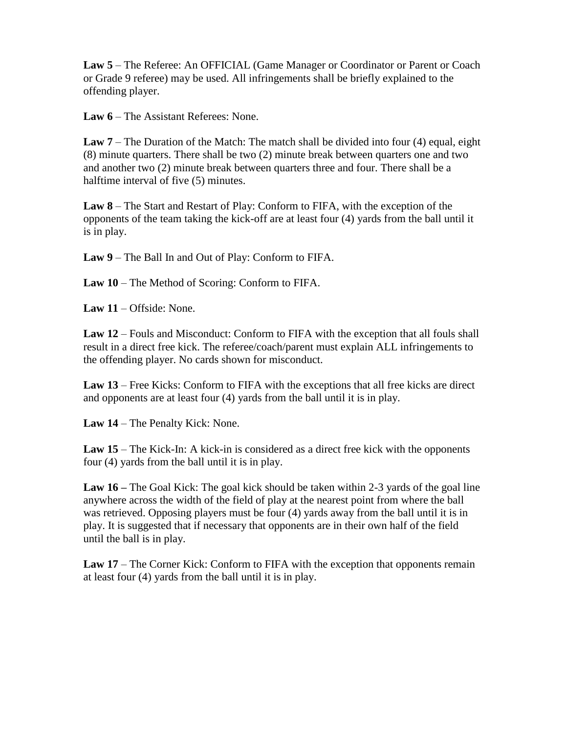**Law 5** – The Referee: An OFFICIAL (Game Manager or Coordinator or Parent or Coach or Grade 9 referee) may be used. All infringements shall be briefly explained to the offending player.

**Law 6** – The Assistant Referees: None.

**Law 7** – The Duration of the Match: The match shall be divided into four (4) equal, eight (8) minute quarters. There shall be two (2) minute break between quarters one and two and another two (2) minute break between quarters three and four. There shall be a halftime interval of five (5) minutes.

**Law 8** – The Start and Restart of Play: Conform to FIFA, with the exception of the opponents of the team taking the kick-off are at least four (4) yards from the ball until it is in play.

**Law 9** – The Ball In and Out of Play: Conform to FIFA.

**Law 10** – The Method of Scoring: Conform to FIFA.

**Law 11** – Offside: None.

**Law 12** – Fouls and Misconduct: Conform to FIFA with the exception that all fouls shall result in a direct free kick. The referee/coach/parent must explain ALL infringements to the offending player. No cards shown for misconduct.

**Law 13** – Free Kicks: Conform to FIFA with the exceptions that all free kicks are direct and opponents are at least four (4) yards from the ball until it is in play.

**Law 14** – The Penalty Kick: None.

**Law 15** – The Kick-In: A kick-in is considered as a direct free kick with the opponents four (4) yards from the ball until it is in play.

**Law 16 –** The Goal Kick: The goal kick should be taken within 2-3 yards of the goal line anywhere across the width of the field of play at the nearest point from where the ball was retrieved. Opposing players must be four (4) yards away from the ball until it is in play. It is suggested that if necessary that opponents are in their own half of the field until the ball is in play.

**Law 17** – The Corner Kick: Conform to FIFA with the exception that opponents remain at least four (4) yards from the ball until it is in play.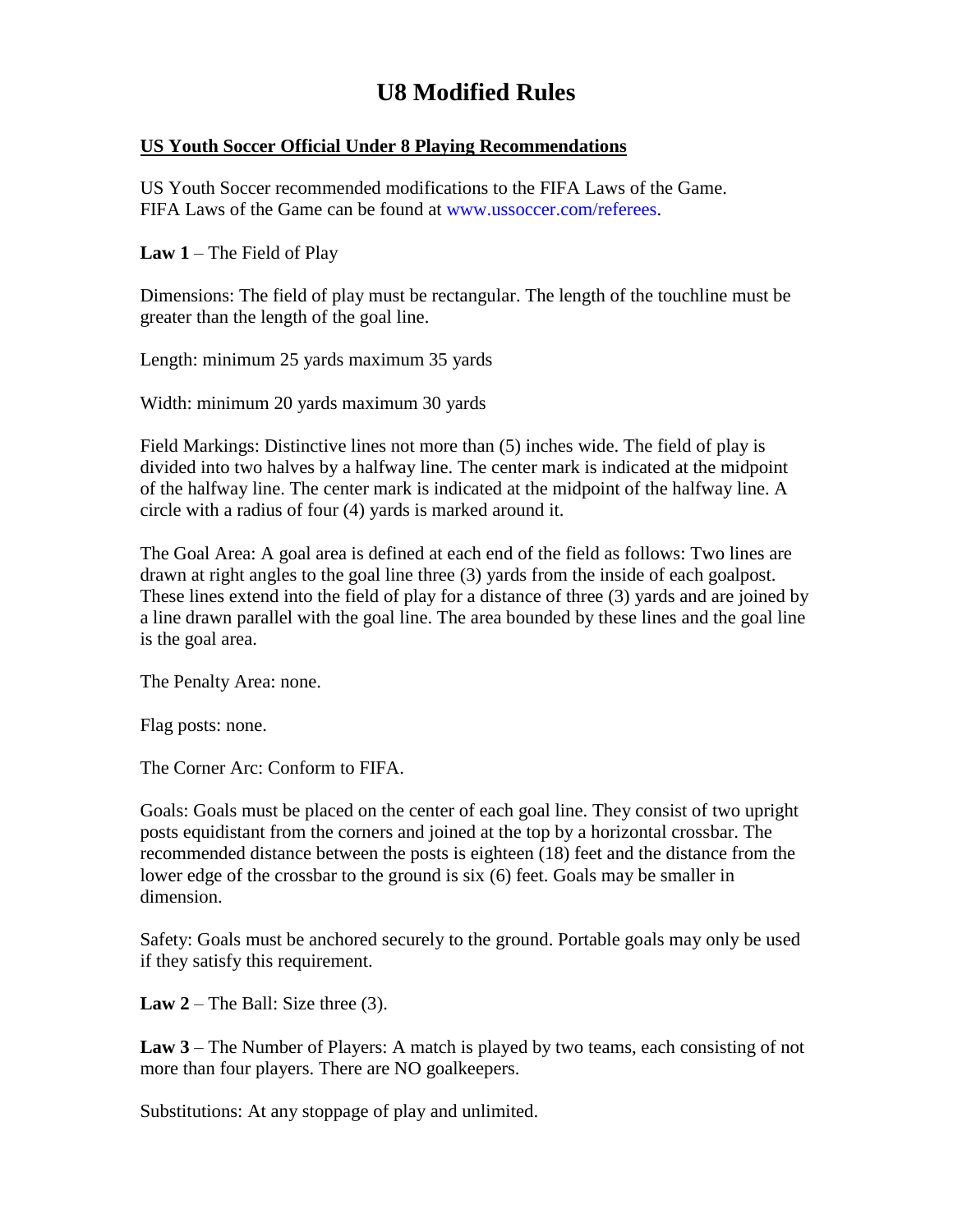# U8 Modified Rules

**<u>US Youth Soccer Official Under 8 Playing Recommendations</u>**

US Youth Soccer recommended modifications to the FIFA Laws of the Game.
FIFA Laws of the Game can be found at www.ussoccer.com/referees.

**Law 1** – The Field of Play

Dimensions: The field of play must be rectangular. The length of the touchline must be greater than the length of the goal line.

Length: minimum 25 yards maximum 35 yards

Width: minimum 20 yards maximum 30 yards

Field Markings: Distinctive lines not more than (5) inches wide. The field of play is divided into two halves by a halfway line. The center mark is indicated at the midpoint of the halfway line. The center mark is indicated at the midpoint of the halfway line. A circle with a radius of four (4) yards is marked around it.

The Goal Area: A goal area is defined at each end of the field as follows: Two lines are drawn at right angles to the goal line three (3) yards from the inside of each goalpost. These lines extend into the field of play for a distance of three (3) yards and are joined by a line drawn parallel with the goal line. The area bounded by these lines and the goal line is the goal area.

The Penalty Area: none.

Flag posts: none.

The Corner Arc: Conform to FIFA.

Goals: Goals must be placed on the center of each goal line. They consist of two upright posts equidistant from the corners and joined at the top by a horizontal crossbar. The recommended distance between the posts is eighteen (18) feet and the distance from the lower edge of the crossbar to the ground is six (6) feet. Goals may be smaller in dimension.

Safety: Goals must be anchored securely to the ground. Portable goals may only be used if they satisfy this requirement.

**Law 2** – The Ball: Size three (3).

**Law 3** – The Number of Players: A match is played by two teams, each consisting of not more than four players. There are NO goalkeepers.

Substitutions: At any stoppage of play and unlimited.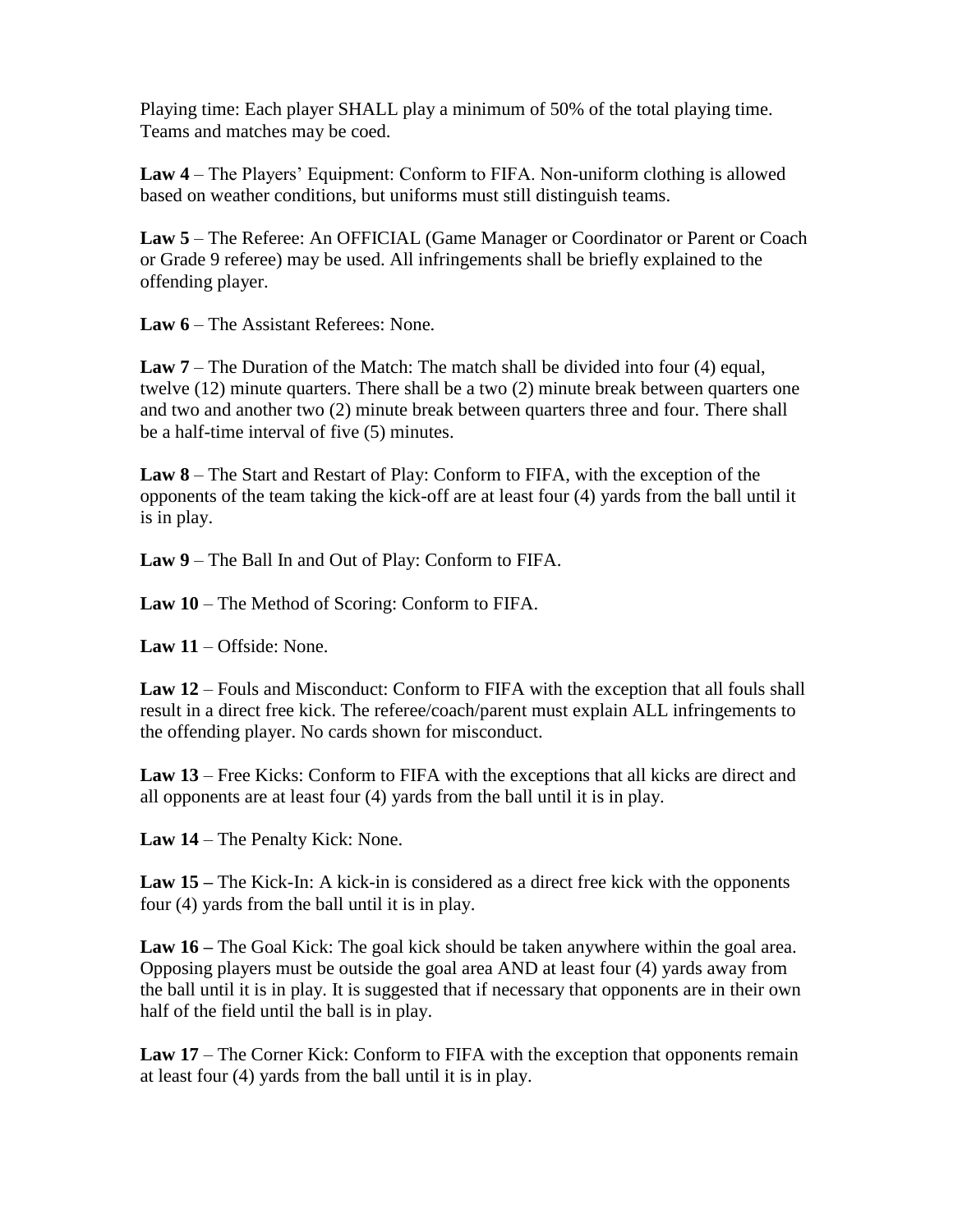Playing time: Each player SHALL play a minimum of 50% of the total playing time. Teams and matches may be coed.

**Law 4** – The Players' Equipment: Conform to FIFA. Non-uniform clothing is allowed based on weather conditions, but uniforms must still distinguish teams.

**Law 5** – The Referee: An OFFICIAL (Game Manager or Coordinator or Parent or Coach or Grade 9 referee) may be used. All infringements shall be briefly explained to the offending player.

**Law 6** – The Assistant Referees: None.

**Law 7** – The Duration of the Match: The match shall be divided into four (4) equal, twelve (12) minute quarters. There shall be a two (2) minute break between quarters one and two and another two (2) minute break between quarters three and four. There shall be a half-time interval of five (5) minutes.

**Law 8** – The Start and Restart of Play: Conform to FIFA, with the exception of the opponents of the team taking the kick-off are at least four (4) yards from the ball until it is in play.

**Law 9** – The Ball In and Out of Play: Conform to FIFA.

**Law 10** – The Method of Scoring: Conform to FIFA.

**Law 11** – Offside: None.

**Law 12** – Fouls and Misconduct: Conform to FIFA with the exception that all fouls shall result in a direct free kick. The referee/coach/parent must explain ALL infringements to the offending player. No cards shown for misconduct.

**Law 13** – Free Kicks: Conform to FIFA with the exceptions that all kicks are direct and all opponents are at least four (4) yards from the ball until it is in play.

**Law 14** – The Penalty Kick: None.

**Law 15 –** The Kick-In: A kick-in is considered as a direct free kick with the opponents four (4) yards from the ball until it is in play.

**Law 16 –** The Goal Kick: The goal kick should be taken anywhere within the goal area. Opposing players must be outside the goal area AND at least four (4) yards away from the ball until it is in play. It is suggested that if necessary that opponents are in their own half of the field until the ball is in play.

**Law 17** – The Corner Kick: Conform to FIFA with the exception that opponents remain at least four (4) yards from the ball until it is in play.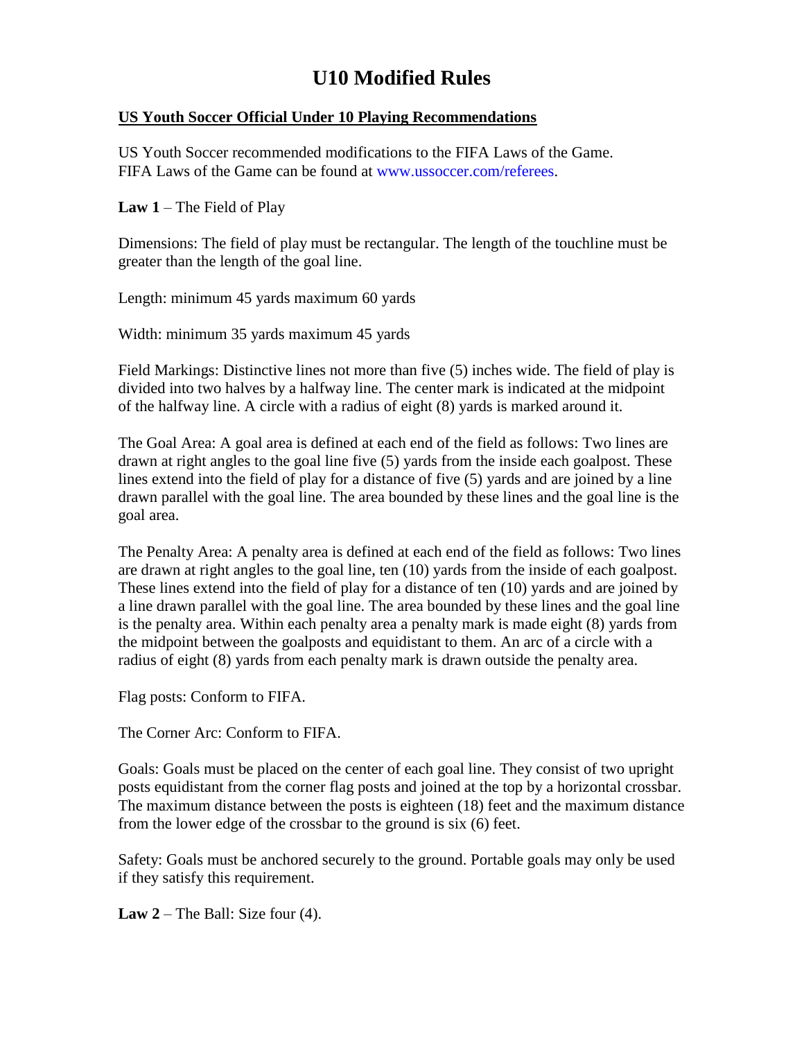# U10 Modified Rules

**US Youth Soccer Official Under 10 Playing Recommendations**

US Youth Soccer recommended modifications to the FIFA Laws of the Game.
FIFA Laws of the Game can be found at www.ussoccer.com/referees.

**Law 1** – The Field of Play

Dimensions: The field of play must be rectangular. The length of the touchline must be greater than the length of the goal line.

Length: minimum 45 yards maximum 60 yards

Width: minimum 35 yards maximum 45 yards

Field Markings: Distinctive lines not more than five (5) inches wide. The field of play is divided into two halves by a halfway line. The center mark is indicated at the midpoint of the halfway line. A circle with a radius of eight (8) yards is marked around it.

The Goal Area: A goal area is defined at each end of the field as follows: Two lines are drawn at right angles to the goal line five (5) yards from the inside each goalpost. These lines extend into the field of play for a distance of five (5) yards and are joined by a line drawn parallel with the goal line. The area bounded by these lines and the goal line is the goal area.

The Penalty Area: A penalty area is defined at each end of the field as follows: Two lines are drawn at right angles to the goal line, ten (10) yards from the inside of each goalpost. These lines extend into the field of play for a distance of ten (10) yards and are joined by a line drawn parallel with the goal line. The area bounded by these lines and the goal line is the penalty area. Within each penalty area a penalty mark is made eight (8) yards from the midpoint between the goalposts and equidistant to them. An arc of a circle with a radius of eight (8) yards from each penalty mark is drawn outside the penalty area.

Flag posts: Conform to FIFA.

The Corner Arc: Conform to FIFA.

Goals: Goals must be placed on the center of each goal line. They consist of two upright posts equidistant from the corner flag posts and joined at the top by a horizontal crossbar. The maximum distance between the posts is eighteen (18) feet and the maximum distance from the lower edge of the crossbar to the ground is six (6) feet.

Safety: Goals must be anchored securely to the ground. Portable goals may only be used if they satisfy this requirement.

**Law 2** – The Ball: Size four (4).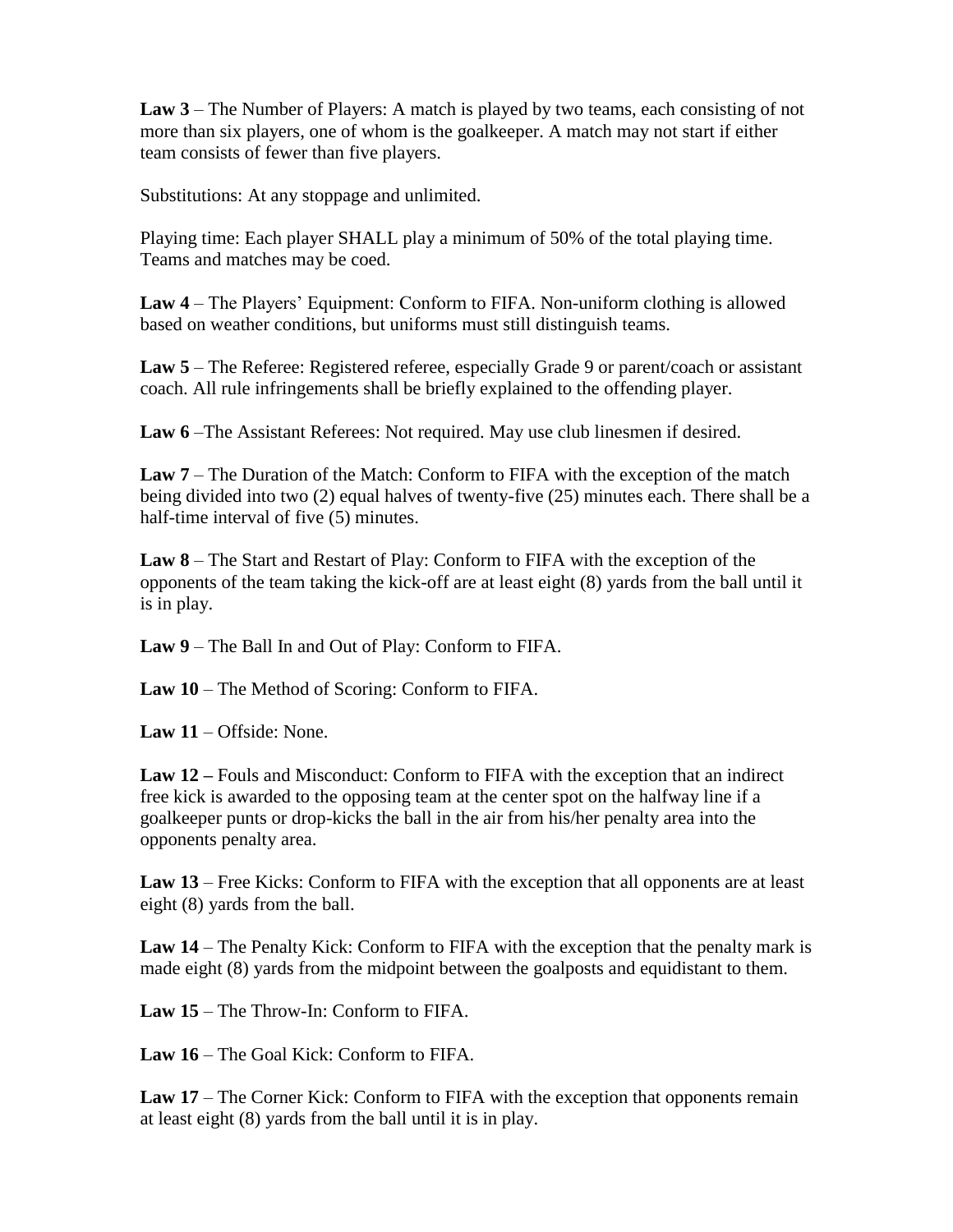**Law 3** – The Number of Players: A match is played by two teams, each consisting of not more than six players, one of whom is the goalkeeper. A match may not start if either team consists of fewer than five players.

Substitutions: At any stoppage and unlimited.

Playing time: Each player SHALL play a minimum of 50% of the total playing time. Teams and matches may be coed.

**Law 4** – The Players' Equipment: Conform to FIFA. Non-uniform clothing is allowed based on weather conditions, but uniforms must still distinguish teams.

**Law 5** – The Referee: Registered referee, especially Grade 9 or parent/coach or assistant coach. All rule infringements shall be briefly explained to the offending player.

**Law 6** –The Assistant Referees: Not required. May use club linesmen if desired.

**Law 7** – The Duration of the Match: Conform to FIFA with the exception of the match being divided into two (2) equal halves of twenty-five (25) minutes each. There shall be a half-time interval of five (5) minutes.

**Law 8** – The Start and Restart of Play: Conform to FIFA with the exception of the opponents of the team taking the kick-off are at least eight (8) yards from the ball until it is in play.

**Law 9** – The Ball In and Out of Play: Conform to FIFA.

**Law 10** – The Method of Scoring: Conform to FIFA.

**Law 11** – Offside: None.

**Law 12 –** Fouls and Misconduct: Conform to FIFA with the exception that an indirect free kick is awarded to the opposing team at the center spot on the halfway line if a goalkeeper punts or drop-kicks the ball in the air from his/her penalty area into the opponents penalty area.

**Law 13** – Free Kicks: Conform to FIFA with the exception that all opponents are at least eight (8) yards from the ball.

**Law 14** – The Penalty Kick: Conform to FIFA with the exception that the penalty mark is made eight (8) yards from the midpoint between the goalposts and equidistant to them.

**Law 15** – The Throw-In: Conform to FIFA.

**Law 16** – The Goal Kick: Conform to FIFA.

**Law 17** – The Corner Kick: Conform to FIFA with the exception that opponents remain at least eight (8) yards from the ball until it is in play.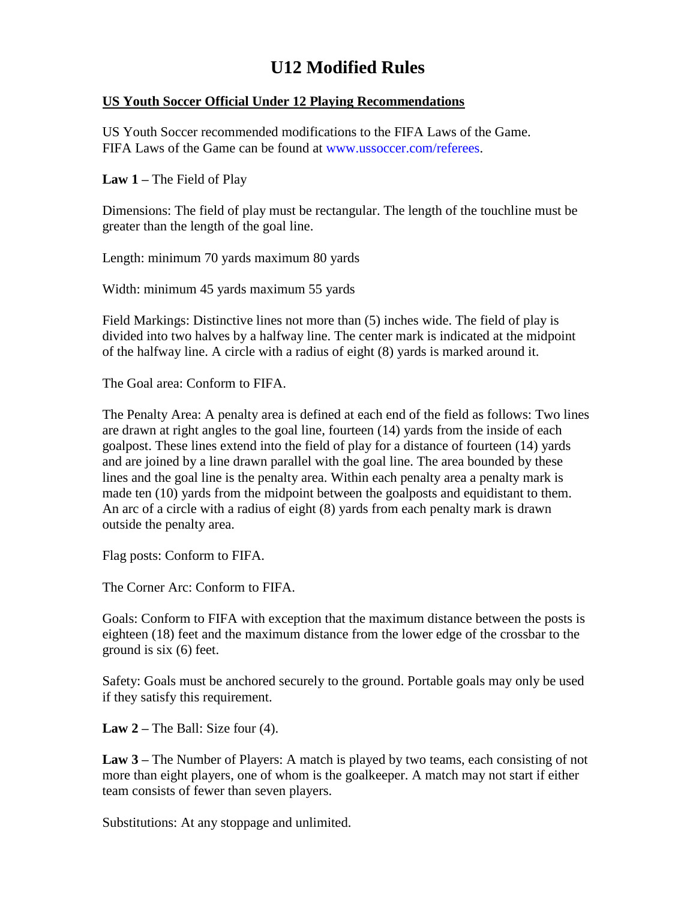# U12 Modified Rules

**US Youth Soccer Official Under 12 Playing Recommendations**

US Youth Soccer recommended modifications to the FIFA Laws of the Game. FIFA Laws of the Game can be found at www.ussoccer.com/referees.

**Law 1 –** The Field of Play

Dimensions: The field of play must be rectangular. The length of the touchline must be greater than the length of the goal line.

Length: minimum 70 yards maximum 80 yards

Width: minimum 45 yards maximum 55 yards

Field Markings: Distinctive lines not more than (5) inches wide. The field of play is divided into two halves by a halfway line. The center mark is indicated at the midpoint of the halfway line. A circle with a radius of eight (8) yards is marked around it.

The Goal area: Conform to FIFA.

The Penalty Area: A penalty area is defined at each end of the field as follows: Two lines are drawn at right angles to the goal line, fourteen (14) yards from the inside of each goalpost. These lines extend into the field of play for a distance of fourteen (14) yards and are joined by a line drawn parallel with the goal line. The area bounded by these lines and the goal line is the penalty area. Within each penalty area a penalty mark is made ten (10) yards from the midpoint between the goalposts and equidistant to them. An arc of a circle with a radius of eight (8) yards from each penalty mark is drawn outside the penalty area.

Flag posts: Conform to FIFA.

The Corner Arc: Conform to FIFA.

Goals: Conform to FIFA with exception that the maximum distance between the posts is eighteen (18) feet and the maximum distance from the lower edge of the crossbar to the ground is six (6) feet.

Safety: Goals must be anchored securely to the ground. Portable goals may only be used if they satisfy this requirement.

**Law 2 –** The Ball: Size four (4).

**Law 3 –** The Number of Players: A match is played by two teams, each consisting of not more than eight players, one of whom is the goalkeeper. A match may not start if either team consists of fewer than seven players.

Substitutions: At any stoppage and unlimited.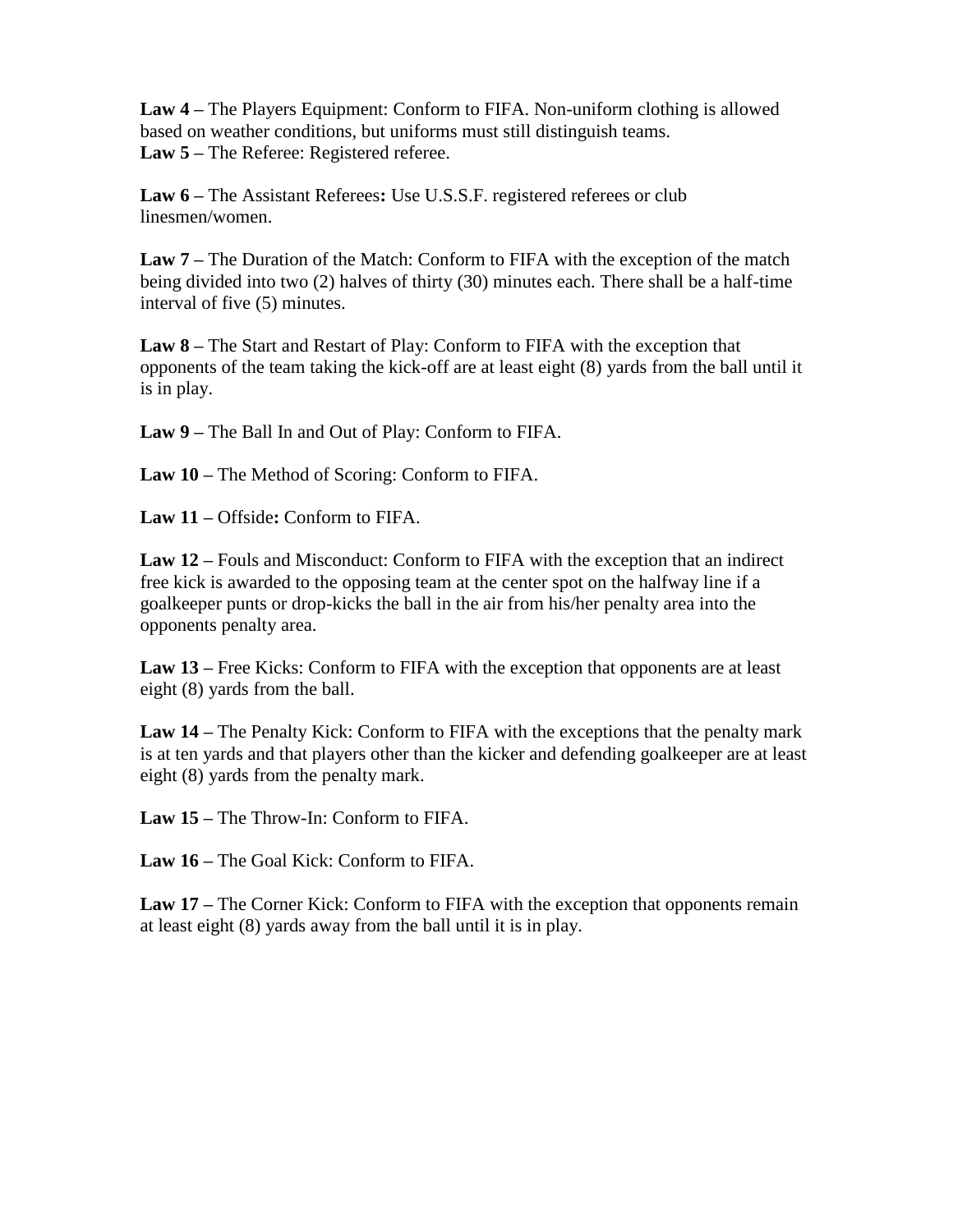**Law 4 –** The Players Equipment: Conform to FIFA. Non-uniform clothing is allowed based on weather conditions, but uniforms must still distinguish teams.
**Law 5 –** The Referee: Registered referee.

**Law 6 –** The Assistant Referees**:** Use U.S.S.F. registered referees or club linesmen/women.

**Law 7 –** The Duration of the Match: Conform to FIFA with the exception of the match being divided into two (2) halves of thirty (30) minutes each. There shall be a half-time interval of five (5) minutes.

**Law 8 –** The Start and Restart of Play: Conform to FIFA with the exception that opponents of the team taking the kick-off are at least eight (8) yards from the ball until it is in play.

**Law 9 –** The Ball In and Out of Play: Conform to FIFA.

**Law 10 –** The Method of Scoring: Conform to FIFA.

**Law 11 –** Offside**:** Conform to FIFA.

**Law 12 –** Fouls and Misconduct: Conform to FIFA with the exception that an indirect free kick is awarded to the opposing team at the center spot on the halfway line if a goalkeeper punts or drop-kicks the ball in the air from his/her penalty area into the opponents penalty area.

**Law 13 –** Free Kicks: Conform to FIFA with the exception that opponents are at least eight (8) yards from the ball.

**Law 14 –** The Penalty Kick: Conform to FIFA with the exceptions that the penalty mark is at ten yards and that players other than the kicker and defending goalkeeper are at least eight (8) yards from the penalty mark.

**Law 15 –** The Throw-In: Conform to FIFA.

**Law 16 –** The Goal Kick: Conform to FIFA.

**Law 17 –** The Corner Kick: Conform to FIFA with the exception that opponents remain at least eight (8) yards away from the ball until it is in play.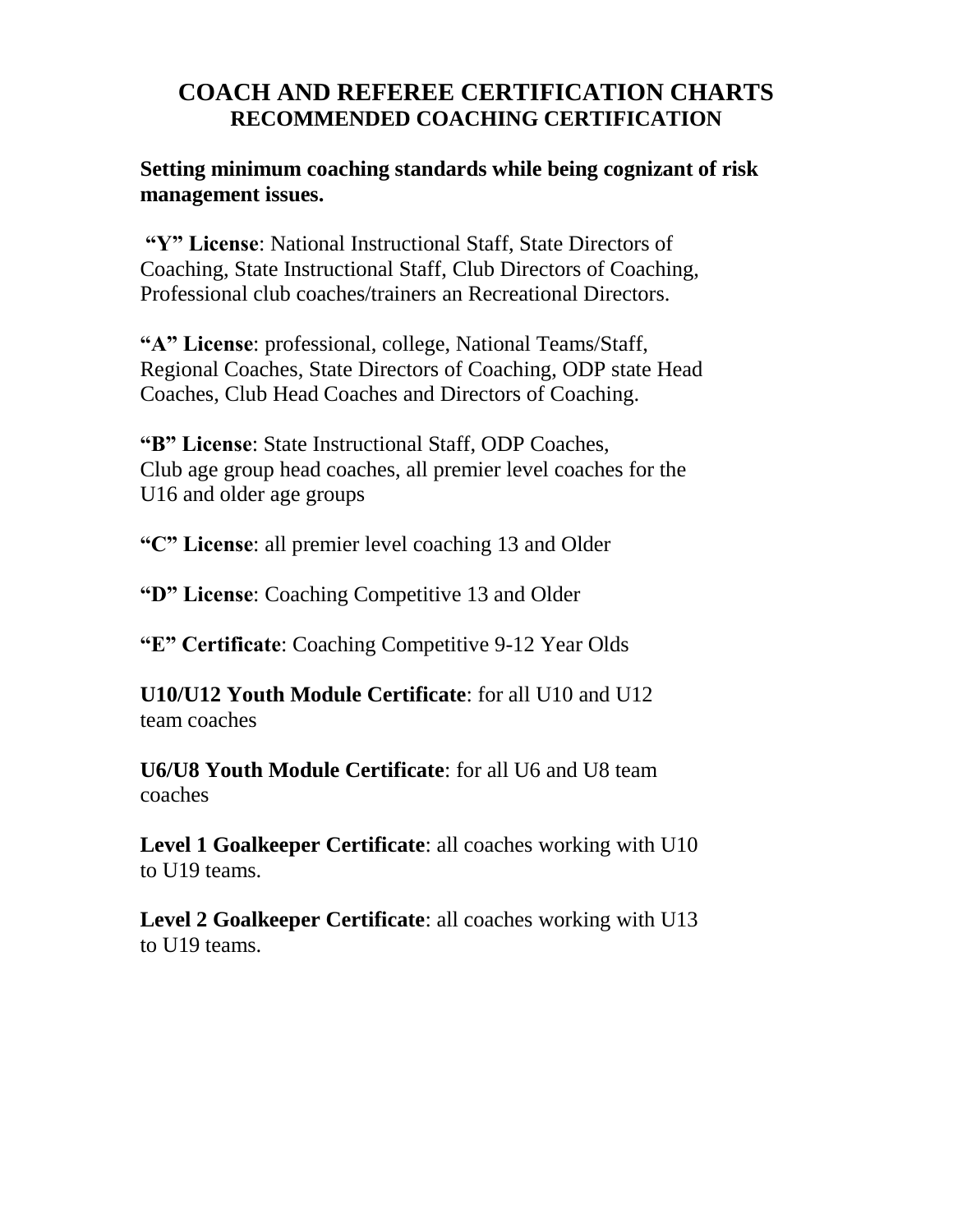# COACH AND REFEREE CERTIFICATION CHARTS

## RECOMMENDED COACHING CERTIFICATION

**Setting minimum coaching standards while being cognizant of risk management issues.**

**"Y" License**: National Instructional Staff, State Directors of Coaching, State Instructional Staff, Club Directors of Coaching, Professional club coaches/trainers an Recreational Directors.

**"A" License**: professional, college, National Teams/Staff, Regional Coaches, State Directors of Coaching, ODP state Head Coaches, Club Head Coaches and Directors of Coaching.

**"B" License**: State Instructional Staff, ODP Coaches, Club age group head coaches, all premier level coaches for the U16 and older age groups

**"C" License**: all premier level coaching 13 and Older

**"D" License**: Coaching Competitive 13 and Older

**"E" Certificate**: Coaching Competitive 9-12 Year Olds

**U10/U12 Youth Module Certificate**: for all U10 and U12 team coaches

**U6/U8 Youth Module Certificate**: for all U6 and U8 team coaches

**Level 1 Goalkeeper Certificate**: all coaches working with U10 to U19 teams.

**Level 2 Goalkeeper Certificate**: all coaches working with U13 to U19 teams.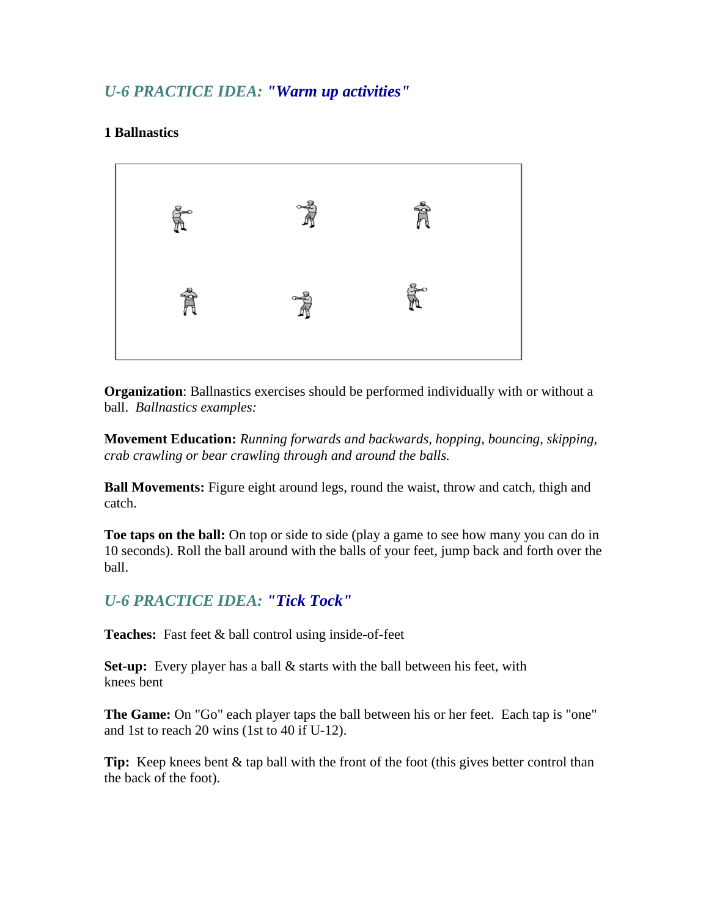## *U-6 PRACTICE IDEA: "Warm up activities"*

**1 Ballnastics**

**Organization**: Ballnastics exercises should be performed individually with or without a ball. *Ballnastics examples:*

**Movement Education:** *Running forwards and backwards, hopping, bouncing, skipping, crab crawling or bear crawling through and around the balls.*

**Ball Movements:** Figure eight around legs, round the waist, throw and catch, thigh and catch.

**Toe taps on the ball:** On top or side to side (play a game to see how many you can do in 10 seconds). Roll the ball around with the balls of your feet, jump back and forth over the ball.

## *U-6 PRACTICE IDEA: "Tick Tock"*

**Teaches:** Fast feet & ball control using inside-of-feet

**Set-up:** Every player has a ball & starts with the ball between his feet, with knees bent

**The Game:** On "Go" each player taps the ball between his or her feet. Each tap is "one" and 1st to reach 20 wins (1st to 40 if U-12).

**Tip:** Keep knees bent & tap ball with the front of the foot (this gives better control than the back of the foot).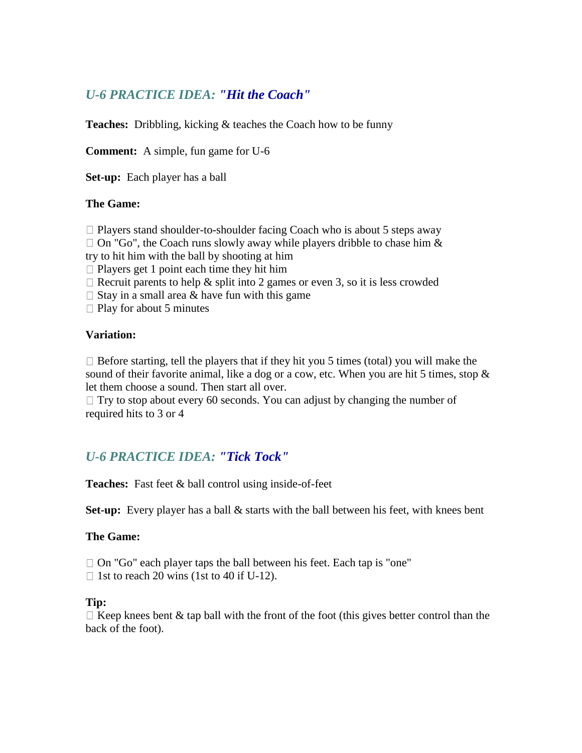## *U-6 PRACTICE IDEA: "Hit the Coach"*

**Teaches:** Dribbling, kicking & teaches the Coach how to be funny

**Comment:** A simple, fun game for U-6

**Set-up:** Each player has a ball

**The Game:**

- Players stand shoulder-to-shoulder facing Coach who is about 5 steps away
- On "Go", the Coach runs slowly away while players dribble to chase him & try to hit him with the ball by shooting at him
- Players get 1 point each time they hit him
- Recruit parents to help & split into 2 games or even 3, so it is less crowded
- Stay in a small area & have fun with this game
- Play for about 5 minutes

**Variation:**

- Before starting, tell the players that if they hit you 5 times (total) you will make the sound of their favorite animal, like a dog or a cow, etc. When you are hit 5 times, stop & let them choose a sound. Then start all over.
- Try to stop about every 60 seconds. You can adjust by changing the number of required hits to 3 or 4

## *U-6 PRACTICE IDEA: "Tick Tock"*

**Teaches:** Fast feet & ball control using inside-of-feet

**Set-up:** Every player has a ball & starts with the ball between his feet, with knees bent

**The Game:**

- On "Go" each player taps the ball between his feet. Each tap is "one"
- 1st to reach 20 wins (1st to 40 if U-12).

**Tip:**

- Keep knees bent & tap ball with the front of the foot (this gives better control than the back of the foot).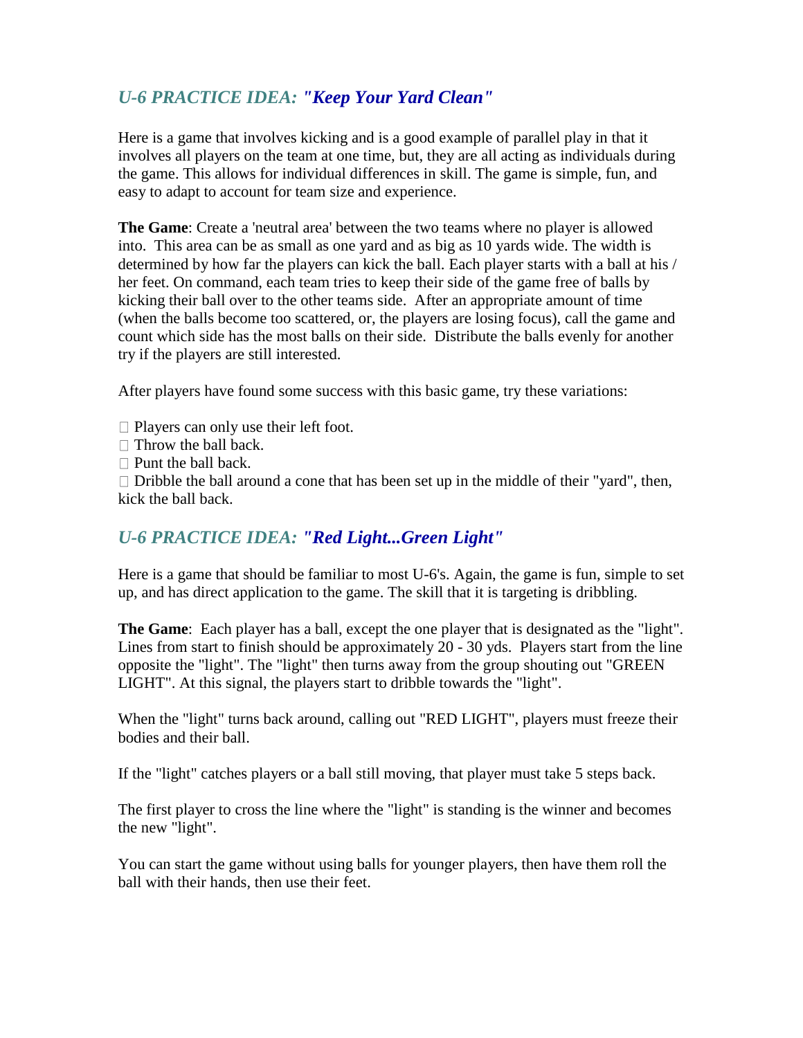## *U-6 PRACTICE IDEA: "Keep Your Yard Clean"*

Here is a game that involves kicking and is a good example of parallel play in that it involves all players on the team at one time, but, they are all acting as individuals during the game. This allows for individual differences in skill. The game is simple, fun, and easy to adapt to account for team size and experience.

**The Game**: Create a 'neutral area' between the two teams where no player is allowed into. This area can be as small as one yard and as big as 10 yards wide. The width is determined by how far the players can kick the ball. Each player starts with a ball at his / her feet. On command, each team tries to keep their side of the game free of balls by kicking their ball over to the other teams side. After an appropriate amount of time (when the balls become too scattered, or, the players are losing focus), call the game and count which side has the most balls on their side. Distribute the balls evenly for another try if the players are still interested.

After players have found some success with this basic game, try these variations:

- Players can only use their left foot.
- Throw the ball back.
- Punt the ball back.
- Dribble the ball around a cone that has been set up in the middle of their "yard", then, kick the ball back.

## *U-6 PRACTICE IDEA: "Red Light...Green Light"*

Here is a game that should be familiar to most U-6's. Again, the game is fun, simple to set up, and has direct application to the game. The skill that it is targeting is dribbling.

**The Game**: Each player has a ball, except the one player that is designated as the "light". Lines from start to finish should be approximately 20 - 30 yds. Players start from the line opposite the "light". The "light" then turns away from the group shouting out "GREEN LIGHT". At this signal, the players start to dribble towards the "light".

When the "light" turns back around, calling out "RED LIGHT", players must freeze their bodies and their ball.

If the "light" catches players or a ball still moving, that player must take 5 steps back.

The first player to cross the line where the "light" is standing is the winner and becomes the new "light".

You can start the game without using balls for younger players, then have them roll the ball with their hands, then use their feet.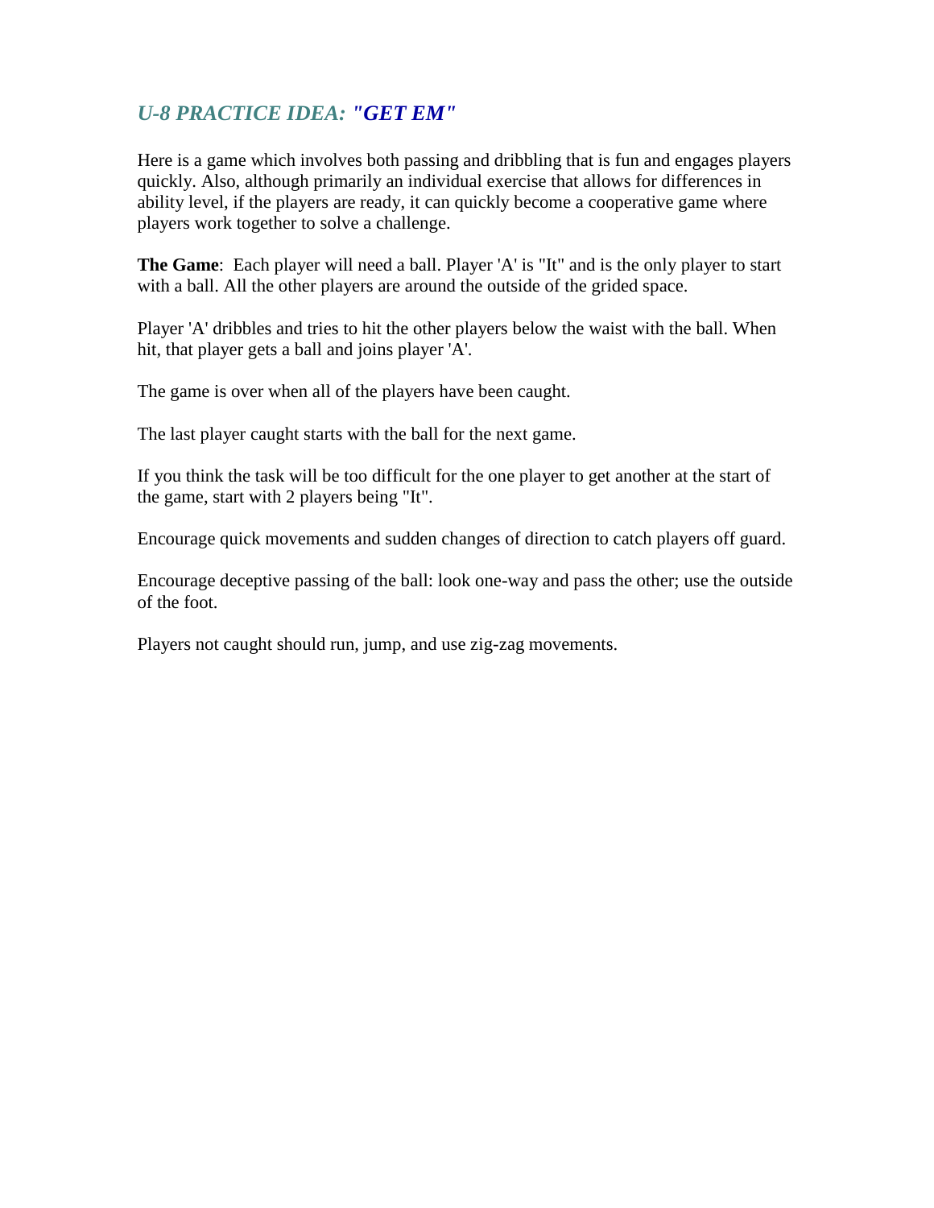## *U-8 PRACTICE IDEA: "GET EM"*

Here is a game which involves both passing and dribbling that is fun and engages players quickly. Also, although primarily an individual exercise that allows for differences in ability level, if the players are ready, it can quickly become a cooperative game where players work together to solve a challenge.

**The Game**: Each player will need a ball. Player 'A' is "It" and is the only player to start with a ball. All the other players are around the outside of the grided space.

Player 'A' dribbles and tries to hit the other players below the waist with the ball. When hit, that player gets a ball and joins player 'A'.

The game is over when all of the players have been caught.

The last player caught starts with the ball for the next game.

If you think the task will be too difficult for the one player to get another at the start of the game, start with 2 players being "It".

Encourage quick movements and sudden changes of direction to catch players off guard.

Encourage deceptive passing of the ball: look one-way and pass the other; use the outside of the foot.

Players not caught should run, jump, and use zig-zag movements.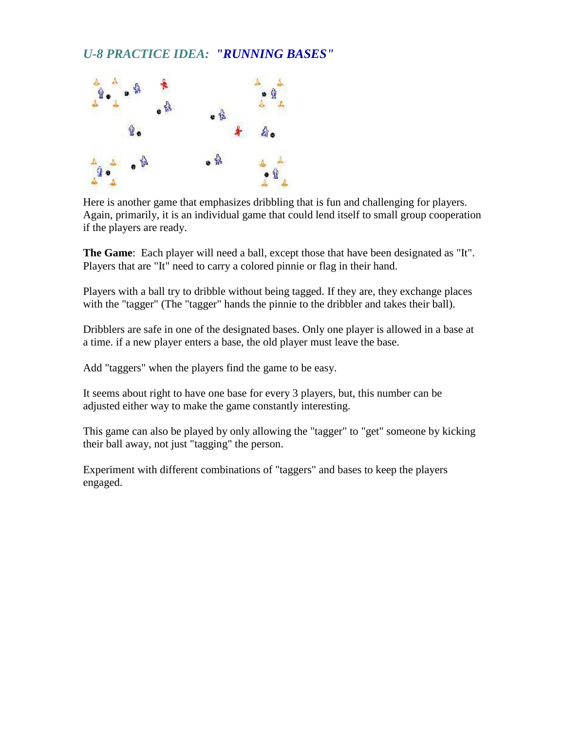## *U-8 PRACTICE IDEA: "RUNNING BASES"*

Here is another game that emphasizes dribbling that is fun and challenging for players. Again, primarily, it is an individual game that could lend itself to small group cooperation if the players are ready.

**The Game**: Each player will need a ball, except those that have been designated as "It". Players that are "It" need to carry a colored pinnie or flag in their hand.

Players with a ball try to dribble without being tagged. If they are, they exchange places with the "tagger" (The "tagger" hands the pinnie to the dribbler and takes their ball).

Dribblers are safe in one of the designated bases. Only one player is allowed in a base at a time. if a new player enters a base, the old player must leave the base.

Add "taggers" when the players find the game to be easy.

It seems about right to have one base for every 3 players, but, this number can be adjusted either way to make the game constantly interesting.

This game can also be played by only allowing the "tagger" to "get" someone by kicking their ball away, not just "tagging" the person.

Experiment with different combinations of "taggers" and bases to keep the players engaged.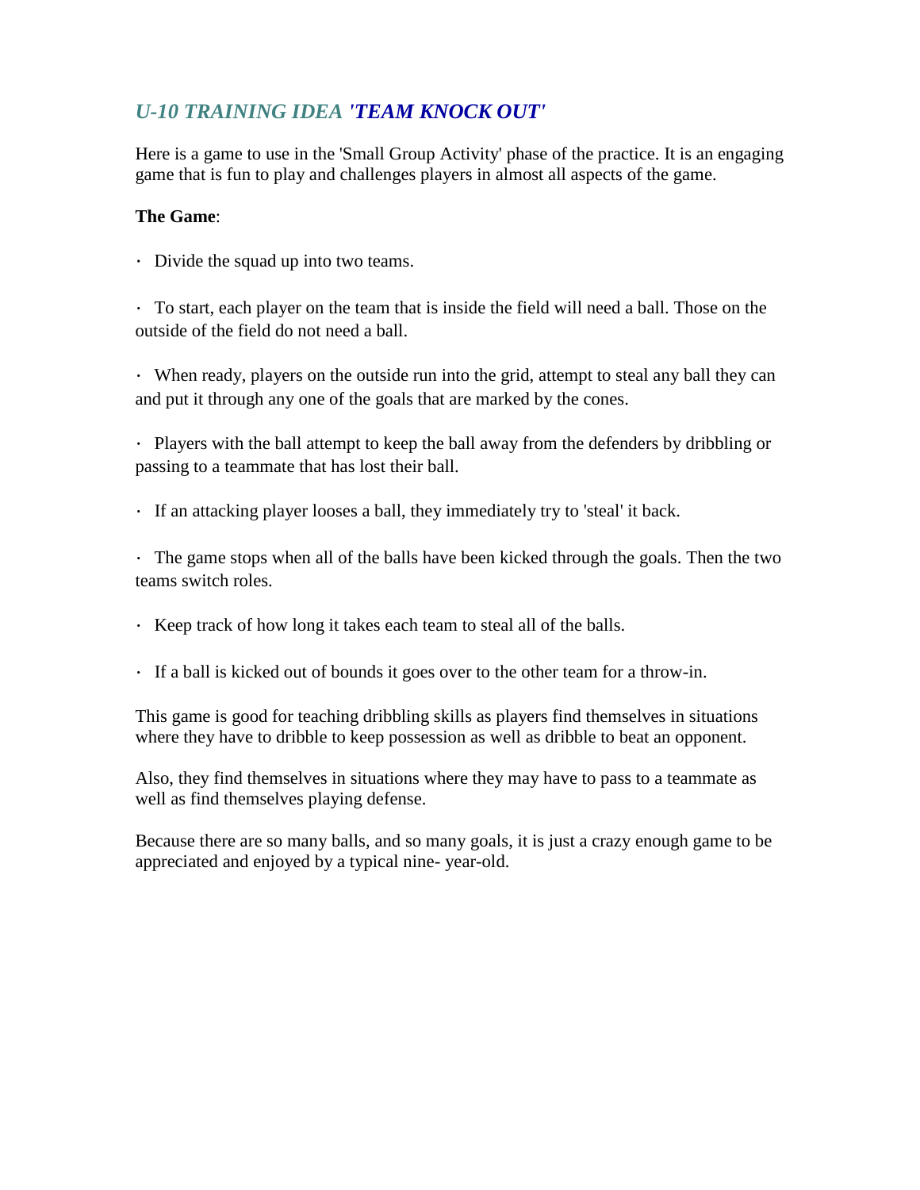## *U-10 TRAINING IDEA 'TEAM KNOCK OUT'*

Here is a game to use in the 'Small Group Activity' phase of the practice. It is an engaging game that is fun to play and challenges players in almost all aspects of the game.

**The Game**:

- Divide the squad up into two teams.
- To start, each player on the team that is inside the field will need a ball. Those on the outside of the field do not need a ball.
- When ready, players on the outside run into the grid, attempt to steal any ball they can and put it through any one of the goals that are marked by the cones.
- Players with the ball attempt to keep the ball away from the defenders by dribbling or passing to a teammate that has lost their ball.
- If an attacking player looses a ball, they immediately try to 'steal' it back.
- The game stops when all of the balls have been kicked through the goals. Then the two teams switch roles.
- Keep track of how long it takes each team to steal all of the balls.
- If a ball is kicked out of bounds it goes over to the other team for a throw-in.

This game is good for teaching dribbling skills as players find themselves in situations where they have to dribble to keep possession as well as dribble to beat an opponent.

Also, they find themselves in situations where they may have to pass to a teammate as well as find themselves playing defense.

Because there are so many balls, and so many goals, it is just a crazy enough game to be appreciated and enjoyed by a typical nine- year-old.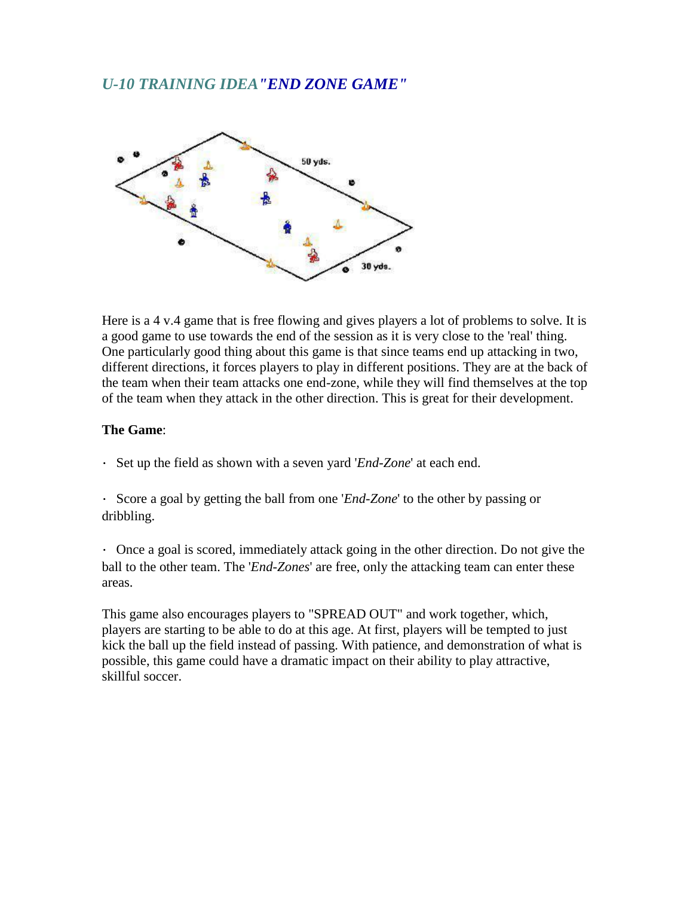## *U-10 TRAINING IDEA"END ZONE GAME"*

Here is a 4 v.4 game that is free flowing and gives players a lot of problems to solve. It is a good game to use towards the end of the session as it is very close to the 'real' thing. One particularly good thing about this game is that since teams end up attacking in two, different directions, it forces players to play in different positions. They are at the back of the team when their team attacks one end-zone, while they will find themselves at the top of the team when they attack in the other direction. This is great for their development.

**The Game**:

- Set up the field as shown with a seven yard '*End-Zone*' at each end.
- Score a goal by getting the ball from one '*End-Zone*' to the other by passing or dribbling.
- Once a goal is scored, immediately attack going in the other direction. Do not give the ball to the other team. The '*End-Zones*' are free, only the attacking team can enter these areas.

This game also encourages players to "SPREAD OUT" and work together, which, players are starting to be able to do at this age. At first, players will be tempted to just kick the ball up the field instead of passing. With patience, and demonstration of what is possible, this game could have a dramatic impact on their ability to play attractive, skillful soccer.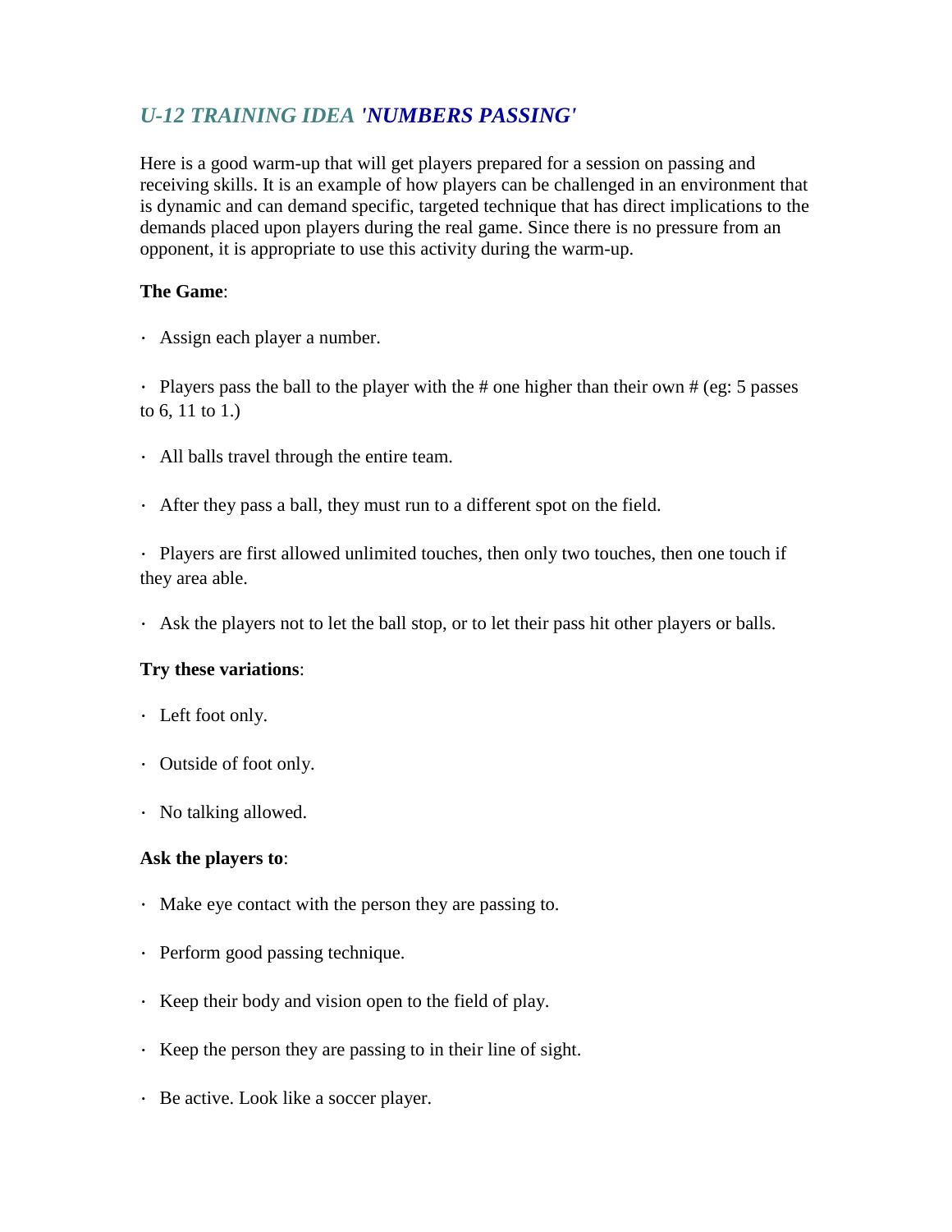## *U-12 TRAINING IDEA 'NUMBERS PASSING'*

Here is a good warm-up that will get players prepared for a session on passing and receiving skills. It is an example of how players can be challenged in an environment that is dynamic and can demand specific, targeted technique that has direct implications to the demands placed upon players during the real game. Since there is no pressure from an opponent, it is appropriate to use this activity during the warm-up.

**The Game**:

- Assign each player a number.
- Players pass the ball to the player with the # one higher than their own # (eg: 5 passes to 6, 11 to 1.)
- All balls travel through the entire team.
- After they pass a ball, they must run to a different spot on the field.
- Players are first allowed unlimited touches, then only two touches, then one touch if they area able.
- Ask the players not to let the ball stop, or to let their pass hit other players or balls.

**Try these variations**:

- Left foot only.
- Outside of foot only.
- No talking allowed.

**Ask the players to**:

- Make eye contact with the person they are passing to.
- Perform good passing technique.
- Keep their body and vision open to the field of play.
- Keep the person they are passing to in their line of sight.
- Be active. Look like a soccer player.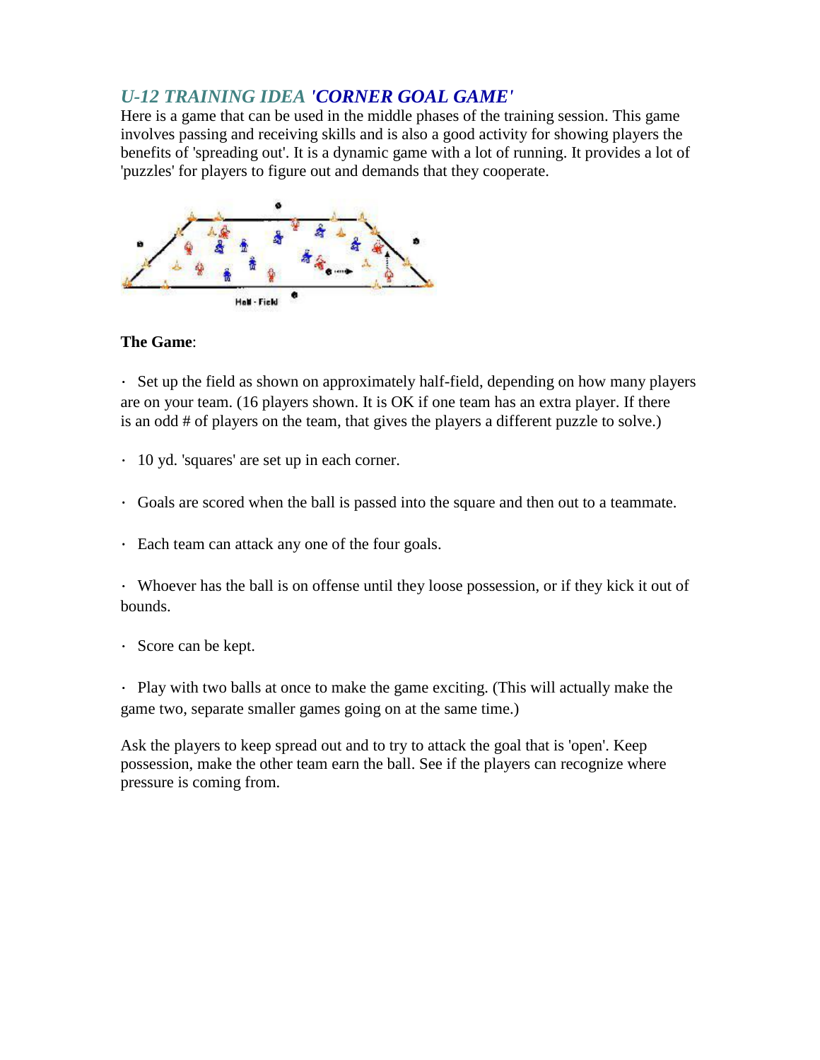## *U-12 TRAINING IDEA 'CORNER GOAL GAME'*

Here is a game that can be used in the middle phases of the training session. This game involves passing and receiving skills and is also a good activity for showing players the benefits of 'spreading out'. It is a dynamic game with a lot of running. It provides a lot of 'puzzles' for players to figure out and demands that they cooperate.

Half - Field

**The Game**:

· Set up the field as shown on approximately half-field, depending on how many players are on your team. (16 players shown. It is OK if one team has an extra player. If there is an odd # of players on the team, that gives the players a different puzzle to solve.)

· 10 yd. 'squares' are set up in each corner.

· Goals are scored when the ball is passed into the square and then out to a teammate.

· Each team can attack any one of the four goals.

· Whoever has the ball is on offense until they loose possession, or if they kick it out of bounds.

· Score can be kept.

· Play with two balls at once to make the game exciting. (This will actually make the game two, separate smaller games going on at the same time.)

Ask the players to keep spread out and to try to attack the goal that is 'open'. Keep possession, make the other team earn the ball. See if the players can recognize where pressure is coming from.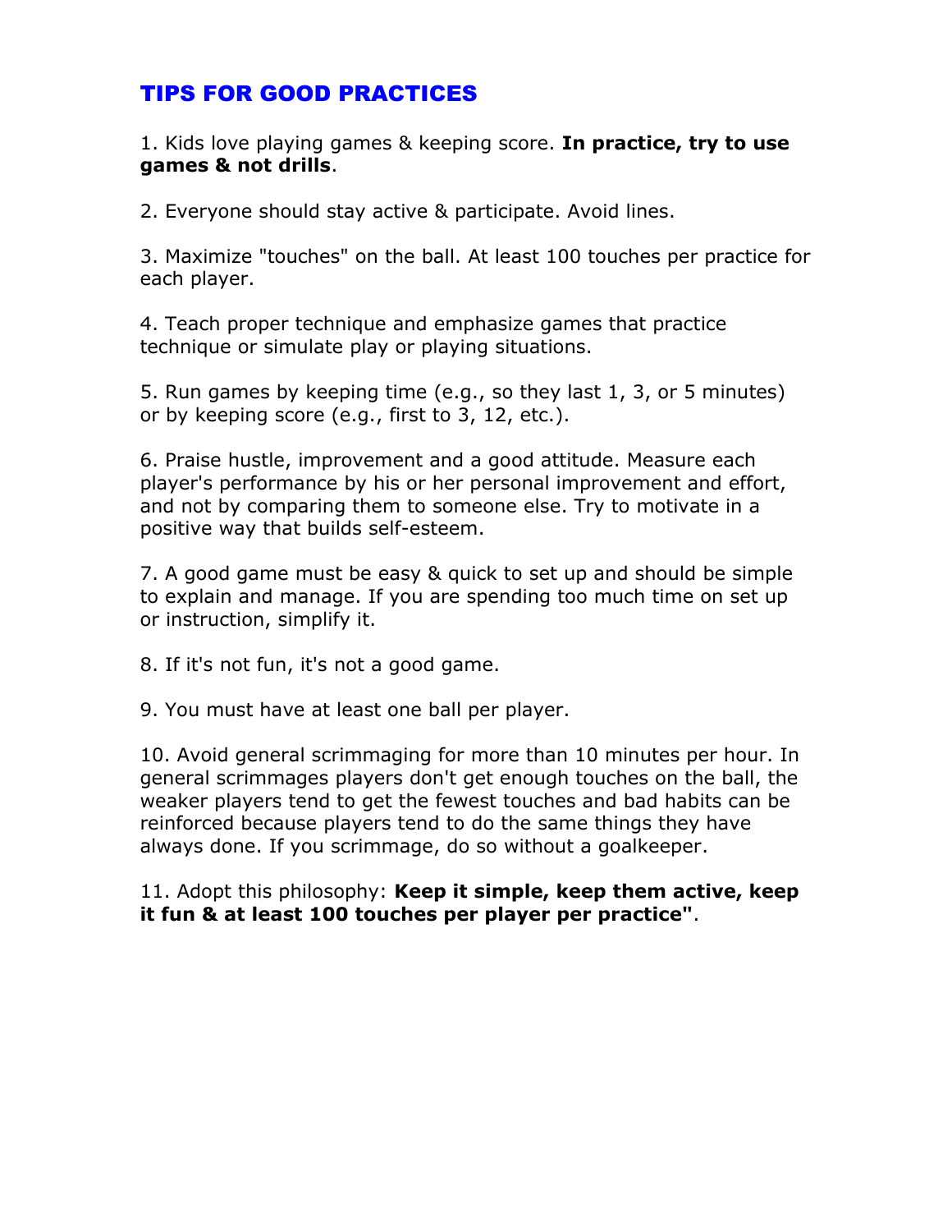## TIPS FOR GOOD PRACTICES

1. Kids love playing games & keeping score. **In practice, try to use games & not drills**.

2. Everyone should stay active & participate. Avoid lines.

3. Maximize "touches" on the ball. At least 100 touches per practice for each player.

4. Teach proper technique and emphasize games that practice technique or simulate play or playing situations.

5. Run games by keeping time (e.g., so they last 1, 3, or 5 minutes) or by keeping score (e.g., first to 3, 12, etc.).

6. Praise hustle, improvement and a good attitude. Measure each player's performance by his or her personal improvement and effort, and not by comparing them to someone else. Try to motivate in a positive way that builds self-esteem.

7. A good game must be easy & quick to set up and should be simple to explain and manage. If you are spending too much time on set up or instruction, simplify it.

8. If it's not fun, it's not a good game.

9. You must have at least one ball per player.

10. Avoid general scrimmaging for more than 10 minutes per hour. In general scrimmages players don't get enough touches on the ball, the weaker players tend to get the fewest touches and bad habits can be reinforced because players tend to do the same things they have always done. If you scrimmage, do so without a goalkeeper.

11. Adopt this philosophy: **Keep it simple, keep them active, keep it fun & at least 100 touches per player per practice"**.